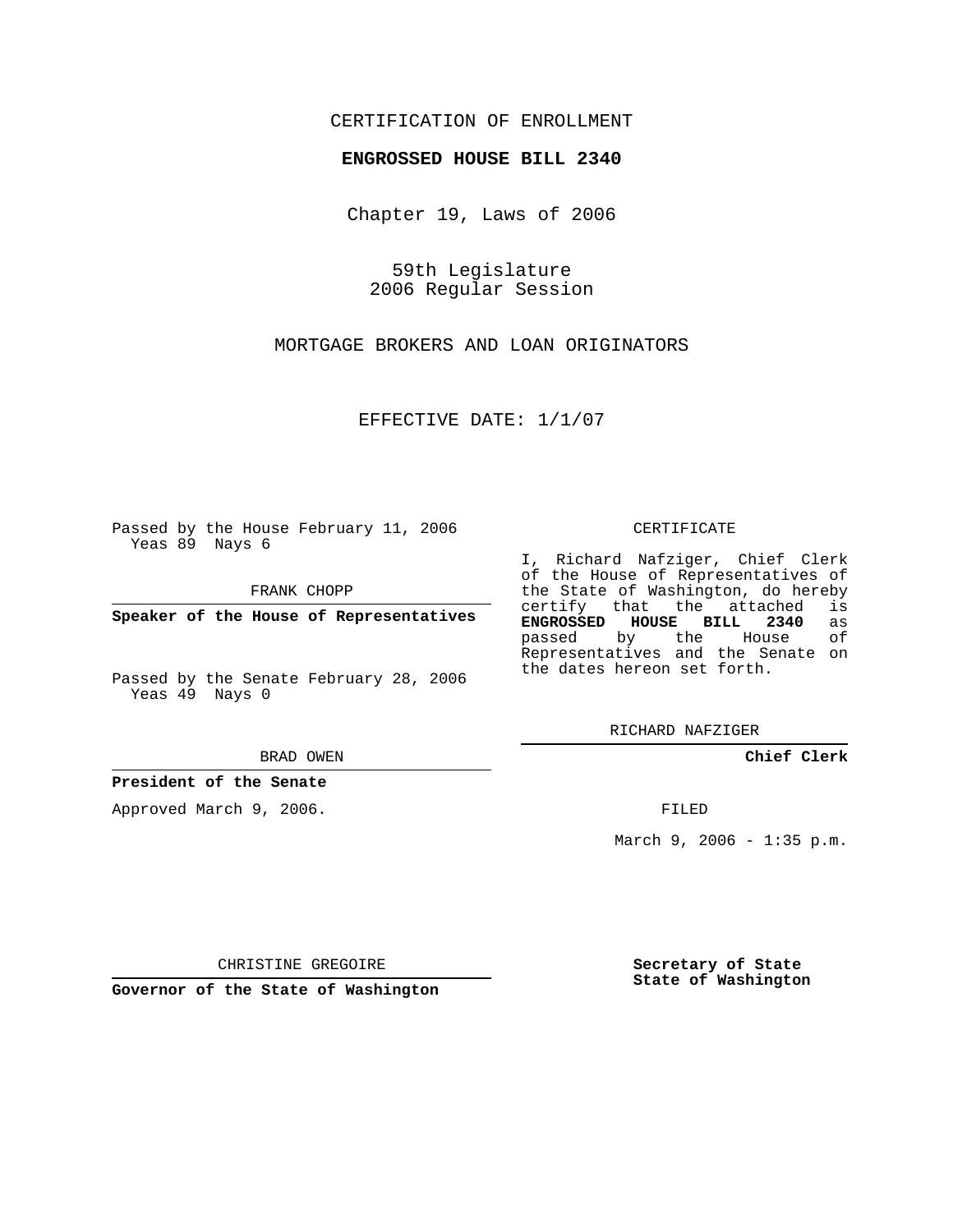CERTIFICATION OF ENROLLMENT

**ENGROSSED HOUSE BILL 2340**

Chapter 19, Laws of 2006

59th Legislature
2006 Regular Session

MORTGAGE BROKERS AND LOAN ORIGINATORS

EFFECTIVE DATE: 1/1/07

Passed by the House February 11, 2006
Yeas 89 Nays 6

FRANK CHOPP

**Speaker of the House of Representatives**

Passed by the Senate February 28, 2006
Yeas 49 Nays 0

BRAD OWEN

**President of the Senate**

Approved March 9, 2006.

CHRISTINE GREGOIRE

**Governor of the State of Washington**

CERTIFICATE

I, Richard Nafziger, Chief Clerk of the House of Representatives of the State of Washington, do hereby certify that the attached is **ENGROSSED HOUSE BILL 2340** as passed by the House of Representatives and the Senate on the dates hereon set forth.

RICHARD NAFZIGER

**Chief Clerk**

FILED

March 9, 2006 - 1:35 p.m.

**Secretary of State**
**State of Washington**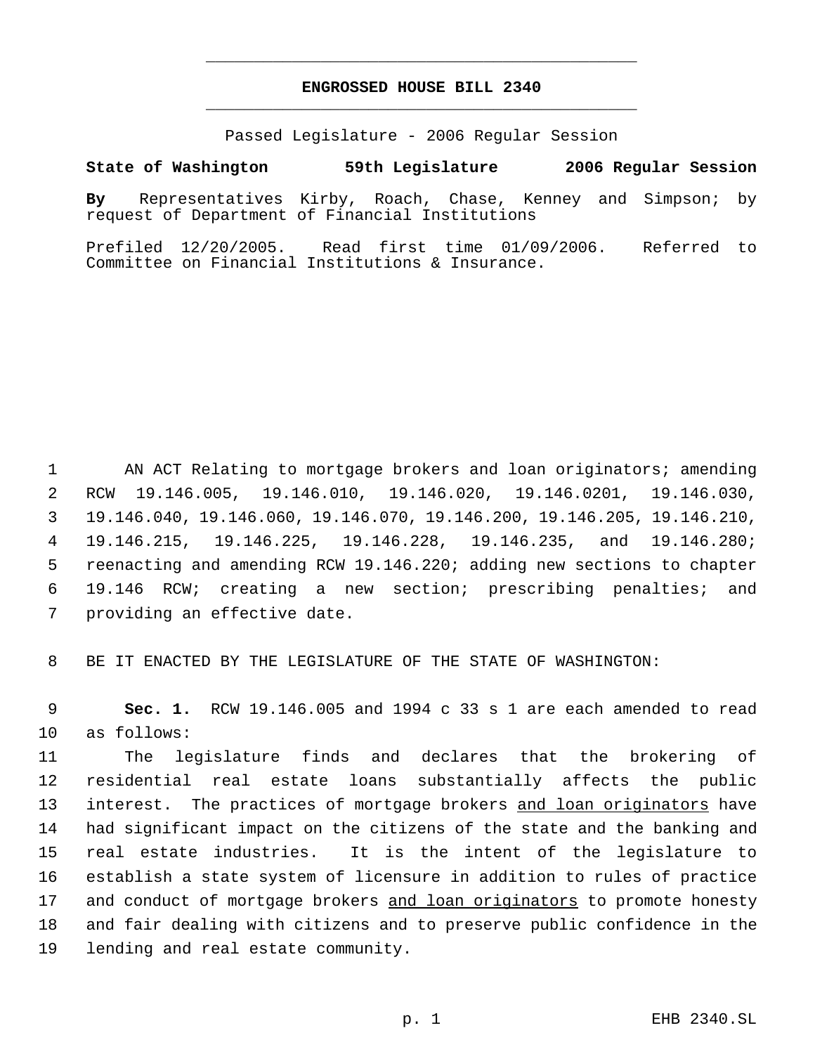## ENGROSSED HOUSE BILL 2340

Passed Legislature - 2006 Regular Session

**State of Washington 59th Legislature 2006 Regular Session**

**By** Representatives Kirby, Roach, Chase, Kenney and Simpson; by request of Department of Financial Institutions

Prefiled 12/20/2005. Read first time 01/09/2006. Referred to Committee on Financial Institutions & Insurance.

AN ACT Relating to mortgage brokers and loan originators; amending RCW 19.146.005, 19.146.010, 19.146.020, 19.146.0201, 19.146.030, 19.146.040, 19.146.060, 19.146.070, 19.146.200, 19.146.205, 19.146.210, 19.146.215, 19.146.225, 19.146.228, 19.146.235, and 19.146.280; reenacting and amending RCW 19.146.220; adding new sections to chapter 19.146 RCW; creating a new section; prescribing penalties; and providing an effective date.

BE IT ENACTED BY THE LEGISLATURE OF THE STATE OF WASHINGTON:

**Sec. 1.** RCW 19.146.005 and 1994 c 33 s 1 are each amended to read as follows:

The legislature finds and declares that the brokering of residential real estate loans substantially affects the public interest. The practices of mortgage brokers <u>and loan originators</u> have had significant impact on the citizens of the state and the banking and real estate industries. It is the intent of the legislature to establish a state system of licensure in addition to rules of practice and conduct of mortgage brokers <u>and loan originators</u> to promote honesty and fair dealing with citizens and to preserve public confidence in the lending and real estate community.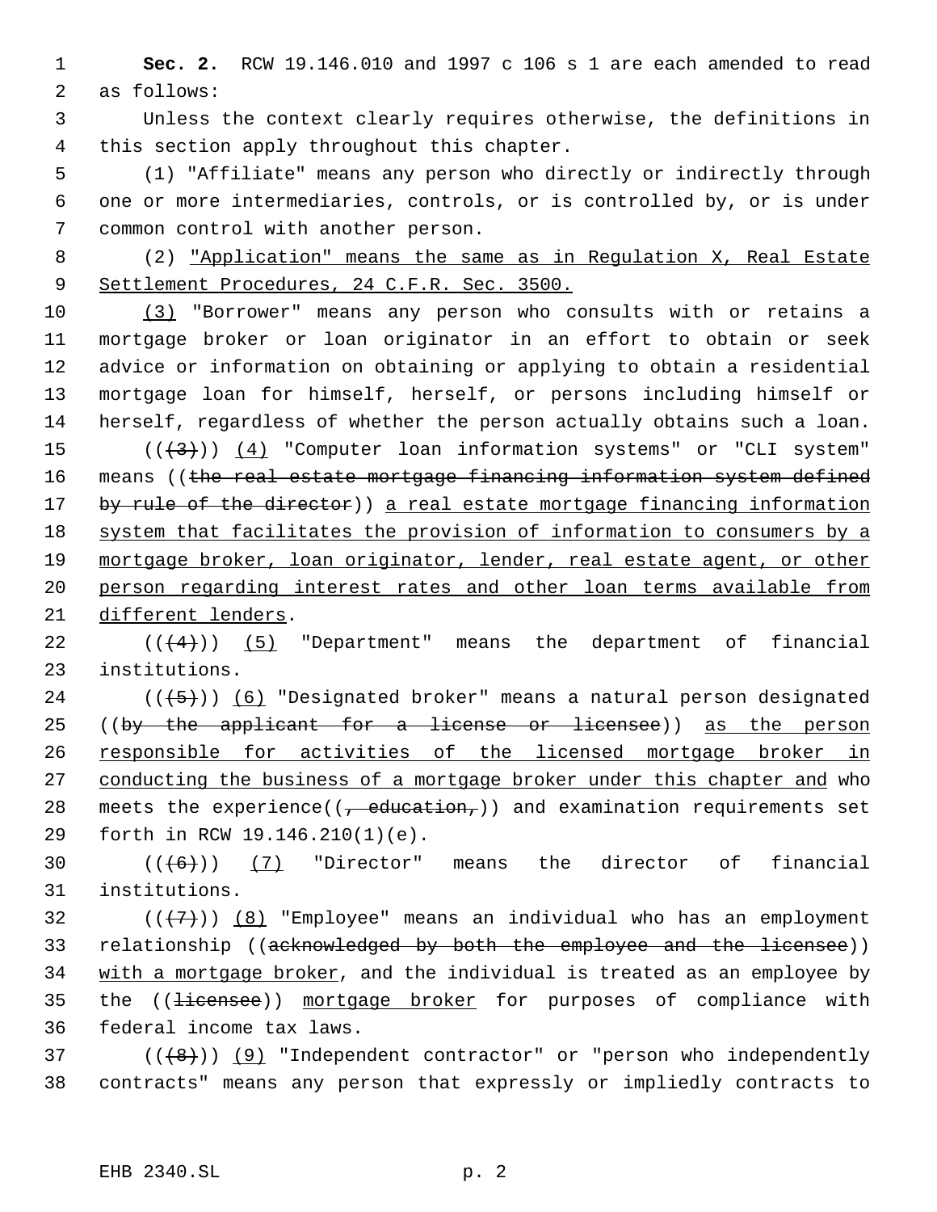**Sec. 2.** RCW 19.146.010 and 1997 c 106 s 1 are each amended to read as follows:

Unless the context clearly requires otherwise, the definitions in this section apply throughout this chapter.

(1) "Affiliate" means any person who directly or indirectly through one or more intermediaries, controls, or is controlled by, or is under common control with another person.

(2) "Application" means the same as in Regulation X, Real Estate Settlement Procedures, 24 C.F.R. Sec. 3500.

(3) "Borrower" means any person who consults with or retains a mortgage broker or loan originator in an effort to obtain or seek advice or information on obtaining or applying to obtain a residential mortgage loan for himself, herself, or persons including himself or herself, regardless of whether the person actually obtains such a loan.

(((3))) (4) "Computer loan information systems" or "CLI system" means ((the real estate mortgage financing information system defined by rule of the director)) a real estate mortgage financing information system that facilitates the provision of information to consumers by a mortgage broker, loan originator, lender, real estate agent, or other person regarding interest rates and other loan terms available from different lenders.

(((4))) (5) "Department" means the department of financial institutions.

(((5))) (6) "Designated broker" means a natural person designated ((by the applicant for a license or licensee)) as the person responsible for activities of the licensed mortgage broker in conducting the business of a mortgage broker under this chapter and who meets the experience((, education,)) and examination requirements set forth in RCW 19.146.210(1)(e).

(((6))) (7) "Director" means the director of financial institutions.

(((7))) (8) "Employee" means an individual who has an employment relationship ((acknowledged by both the employee and the licensee)) with a mortgage broker, and the individual is treated as an employee by the ((licensee)) mortgage broker for purposes of compliance with federal income tax laws.

(((8))) (9) "Independent contractor" or "person who independently contracts" means any person that expressly or impliedly contracts to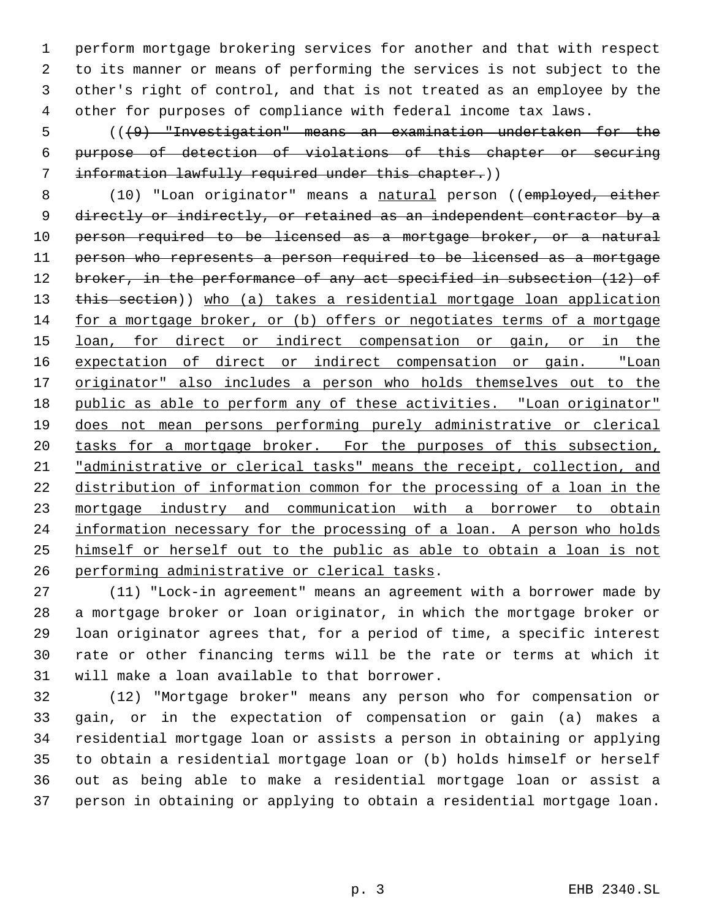perform mortgage brokering services for another and that with respect to its manner or means of performing the services is not subject to the other's right of control, and that is not treated as an employee by the other for purposes of compliance with federal income tax laws.

(( ~~(9) "Investigation" means an examination undertaken for the purpose of detection of violations of this chapter or securing information lawfully required under this chapter.~~ ))

(10) "Loan originator" means a natural person (( ~~employed, either directly or indirectly, or retained as an independent contractor by a person required to be licensed as a mortgage broker, or a natural person who represents a person required to be licensed as a mortgage broker, in the performance of any act specified in subsection (12) of this section~~ )) who (a) takes a residential mortgage loan application for a mortgage broker, or (b) offers or negotiates terms of a mortgage loan, for direct or indirect compensation or gain, or in the expectation of direct or indirect compensation or gain. "Loan originator" also includes a person who holds themselves out to the public as able to perform any of these activities. "Loan originator" does not mean persons performing purely administrative or clerical tasks for a mortgage broker. For the purposes of this subsection, "administrative or clerical tasks" means the receipt, collection, and distribution of information common for the processing of a loan in the mortgage industry and communication with a borrower to obtain information necessary for the processing of a loan. A person who holds himself or herself out to the public as able to obtain a loan is not performing administrative or clerical tasks.

(11) "Lock-in agreement" means an agreement with a borrower made by a mortgage broker or loan originator, in which the mortgage broker or loan originator agrees that, for a period of time, a specific interest rate or other financing terms will be the rate or terms at which it will make a loan available to that borrower.

(12) "Mortgage broker" means any person who for compensation or gain, or in the expectation of compensation or gain (a) makes a residential mortgage loan or assists a person in obtaining or applying to obtain a residential mortgage loan or (b) holds himself or herself out as being able to make a residential mortgage loan or assist a person in obtaining or applying to obtain a residential mortgage loan.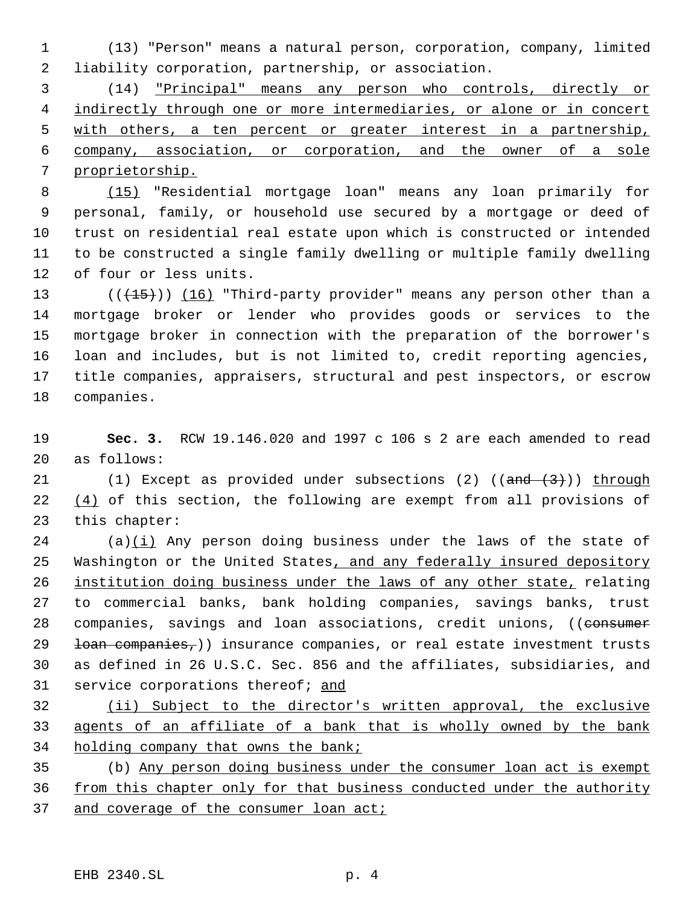(13) "Person" means a natural person, corporation, company, limited liability corporation, partnership, or association.

(14) <u>"Principal" means any person who controls, directly or indirectly through one or more intermediaries, or alone or in concert with others, a ten percent or greater interest in a partnership, company, association, or corporation, and the owner of a sole proprietorship.</u>

<u>(15)</u> "Residential mortgage loan" means any loan primarily for personal, family, or household use secured by a mortgage or deed of trust on residential real estate upon which is constructed or intended to be constructed a single family dwelling or multiple family dwelling of four or less units.

((~~(15)~~)) <u>(16)</u> "Third-party provider" means any person other than a mortgage broker or lender who provides goods or services to the mortgage broker in connection with the preparation of the borrower's loan and includes, but is not limited to, credit reporting agencies, title companies, appraisers, structural and pest inspectors, or escrow companies.

**Sec. 3.** RCW 19.146.020 and 1997 c 106 s 2 are each amended to read as follows:

(1) Except as provided under subsections (2) ((~~and (3)~~)) <u>through (4)</u> of this section, the following are exempt from all provisions of this chapter:

(a)<u>(i)</u> Any person doing business under the laws of the state of Washington or the United States<u>, and any federally insured depository institution doing business under the laws of any other state,</u> relating to commercial banks, bank holding companies, savings banks, trust companies, savings and loan associations, credit unions, ((~~consumer loan companies,~~)) insurance companies, or real estate investment trusts as defined in 26 U.S.C. Sec. 856 and the affiliates, subsidiaries, and service corporations thereof; <u>and</u>

<u>(ii) Subject to the director's written approval, the exclusive agents of an affiliate of a bank that is wholly owned by the bank holding company that owns the bank;</u>

(b) <u>Any person doing business under the consumer loan act is exempt from this chapter only for that business conducted under the authority and coverage of the consumer loan act;</u>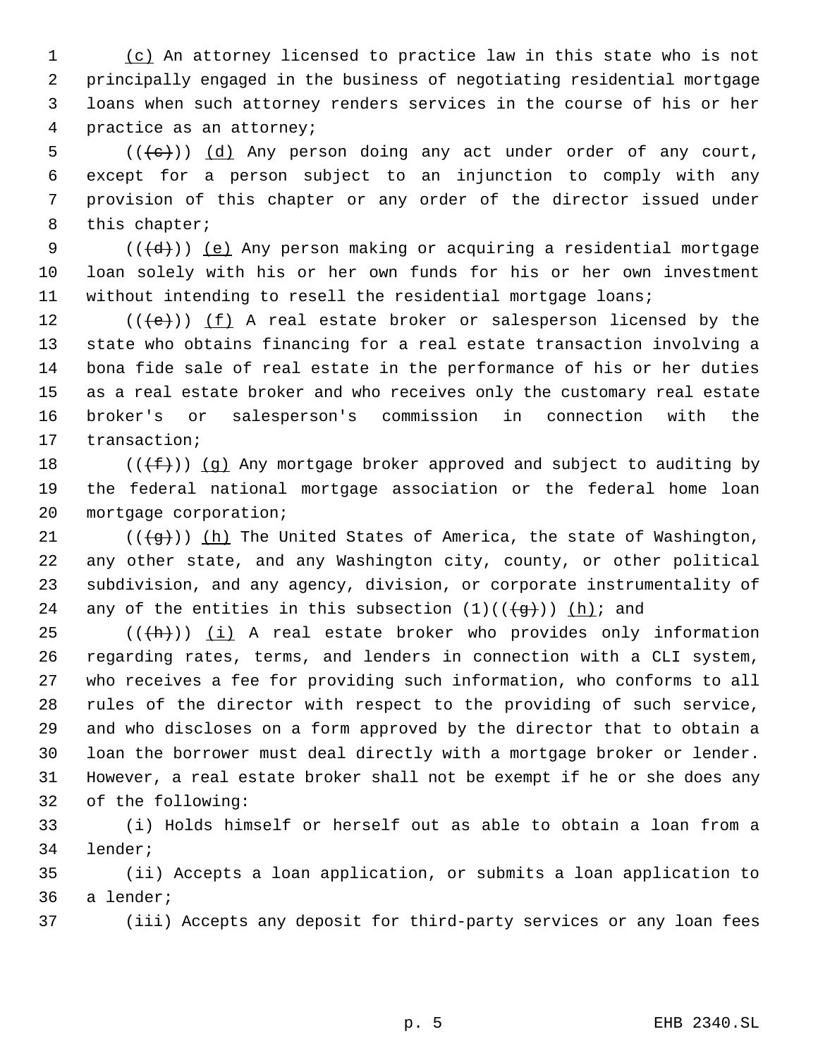(c) An attorney licensed to practice law in this state who is not principally engaged in the business of negotiating residential mortgage loans when such attorney renders services in the course of his or her practice as an attorney;

(((c))) (d) Any person doing any act under order of any court, except for a person subject to an injunction to comply with any provision of this chapter or any order of the director issued under this chapter;

(((d))) (e) Any person making or acquiring a residential mortgage loan solely with his or her own funds for his or her own investment without intending to resell the residential mortgage loans;

(((e))) (f) A real estate broker or salesperson licensed by the state who obtains financing for a real estate transaction involving a bona fide sale of real estate in the performance of his or her duties as a real estate broker and who receives only the customary real estate broker's or salesperson's commission in connection with the transaction;

(((f))) (g) Any mortgage broker approved and subject to auditing by the federal national mortgage association or the federal home loan mortgage corporation;

(((g))) (h) The United States of America, the state of Washington, any other state, and any Washington city, county, or other political subdivision, and any agency, division, or corporate instrumentality of any of the entities in this subsection (1)(((g))) (h); and

(((h))) (i) A real estate broker who provides only information regarding rates, terms, and lenders in connection with a CLI system, who receives a fee for providing such information, who conforms to all rules of the director with respect to the providing of such service, and who discloses on a form approved by the director that to obtain a loan the borrower must deal directly with a mortgage broker or lender. However, a real estate broker shall not be exempt if he or she does any of the following:

(i) Holds himself or herself out as able to obtain a loan from a lender;

(ii) Accepts a loan application, or submits a loan application to a lender;

(iii) Accepts any deposit for third-party services or any loan fees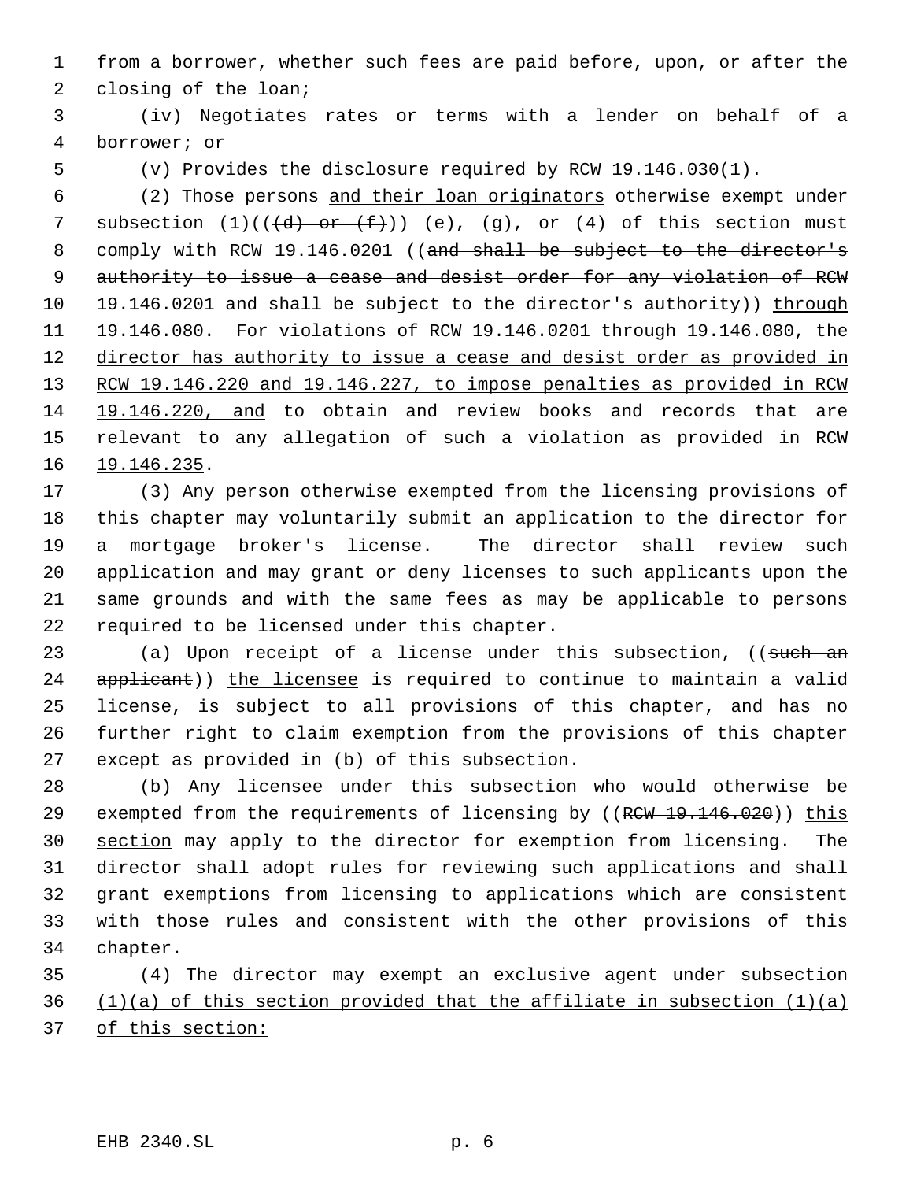from a borrower, whether such fees are paid before, upon, or after the closing of the loan;

(iv) Negotiates rates or terms with a lender on behalf of a borrower; or

(v) Provides the disclosure required by RCW 19.146.030(1).

(2) Those persons <u>and their loan originators</u> otherwise exempt under subsection (1)((~~(d) or (f)~~)) <u>(e), (g), or (4)</u> of this section must comply with RCW 19.146.0201 ((~~and shall be subject to the director's authority to issue a cease and desist order for any violation of RCW 19.146.0201 and shall be subject to the director's authority~~)) <u>through 19.146.080. For violations of RCW 19.146.0201 through 19.146.080, the director has authority to issue a cease and desist order as provided in RCW 19.146.220 and 19.146.227, to impose penalties as provided in RCW 19.146.220, and</u> to obtain and review books and records that are relevant to any allegation of such a violation <u>as provided in RCW 19.146.235</u>.

(3) Any person otherwise exempted from the licensing provisions of this chapter may voluntarily submit an application to the director for a mortgage broker's license. The director shall review such application and may grant or deny licenses to such applicants upon the same grounds and with the same fees as may be applicable to persons required to be licensed under this chapter.

(a) Upon receipt of a license under this subsection, ((~~such an applicant~~)) <u>the licensee</u> is required to continue to maintain a valid license, is subject to all provisions of this chapter, and has no further right to claim exemption from the provisions of this chapter except as provided in (b) of this subsection.

(b) Any licensee under this subsection who would otherwise be exempted from the requirements of licensing by ((~~RCW 19.146.020~~)) <u>this section</u> may apply to the director for exemption from licensing. The director shall adopt rules for reviewing such applications and shall grant exemptions from licensing to applications which are consistent with those rules and consistent with the other provisions of this chapter.

<u>(4) The director may exempt an exclusive agent under subsection (1)(a) of this section provided that the affiliate in subsection (1)(a) of this section:</u>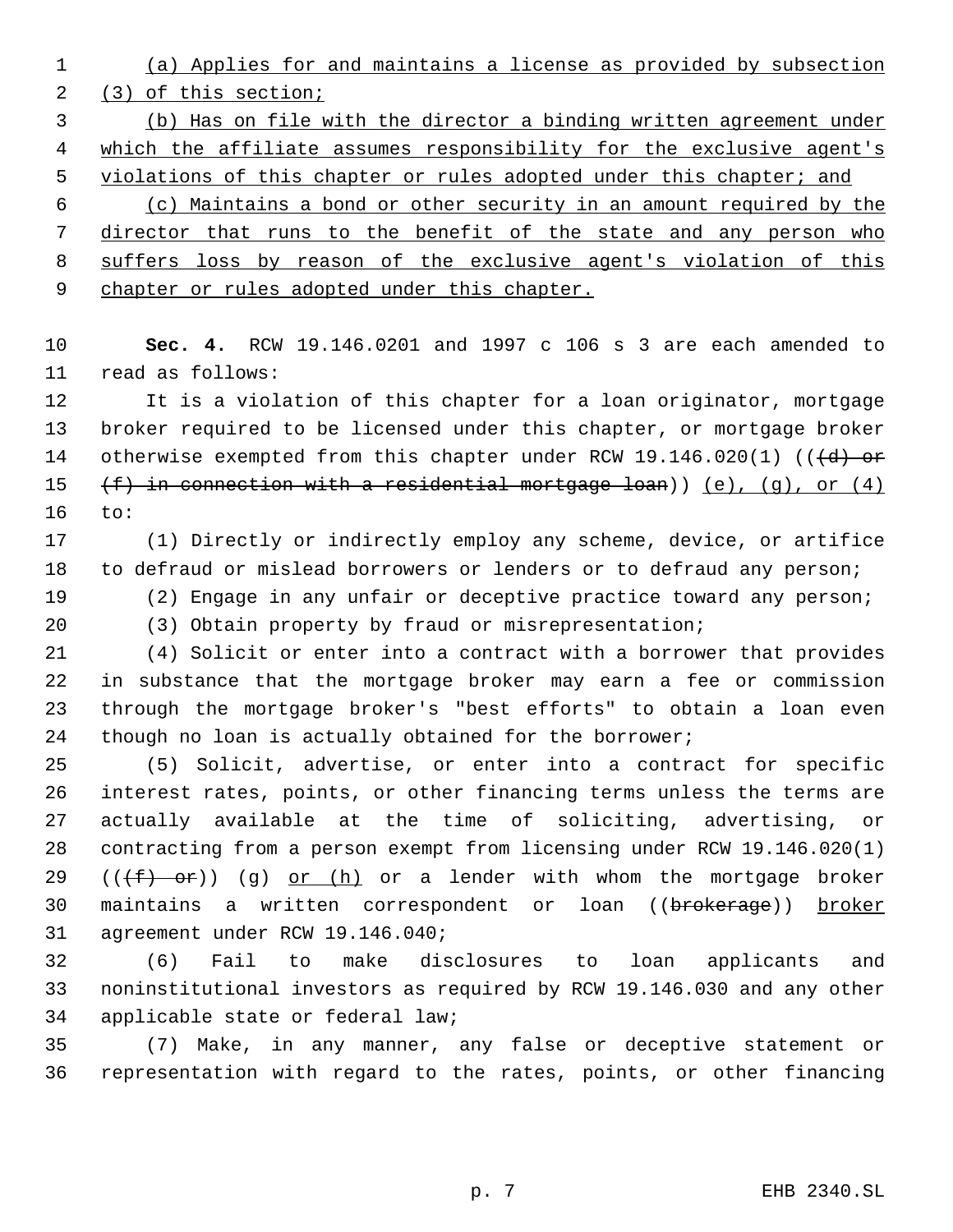(a) Applies for and maintains a license as provided by subsection (3) of this section;

(b) Has on file with the director a binding written agreement under which the affiliate assumes responsibility for the exclusive agent's violations of this chapter or rules adopted under this chapter; and

(c) Maintains a bond or other security in an amount required by the director that runs to the benefit of the state and any person who suffers loss by reason of the exclusive agent's violation of this chapter or rules adopted under this chapter.

**Sec. 4.** RCW 19.146.0201 and 1997 c 106 s 3 are each amended to read as follows:

It is a violation of this chapter for a loan originator, mortgage broker required to be licensed under this chapter, or mortgage broker otherwise exempted from this chapter under RCW 19.146.020(1) ((~~(d) or (f) in connection with a residential mortgage loan~~)) (e), (g), or (4) to:

(1) Directly or indirectly employ any scheme, device, or artifice to defraud or mislead borrowers or lenders or to defraud any person;

(2) Engage in any unfair or deceptive practice toward any person;

(3) Obtain property by fraud or misrepresentation;

(4) Solicit or enter into a contract with a borrower that provides in substance that the mortgage broker may earn a fee or commission through the mortgage broker's "best efforts" to obtain a loan even though no loan is actually obtained for the borrower;

(5) Solicit, advertise, or enter into a contract for specific interest rates, points, or other financing terms unless the terms are actually available at the time of soliciting, advertising, or contracting from a person exempt from licensing under RCW 19.146.020(1) ((~~(f) or~~)) (g) or (h) or a lender with whom the mortgage broker maintains a written correspondent or loan ((~~brokerage~~)) broker agreement under RCW 19.146.040;

(6) Fail to make disclosures to loan applicants and noninstitutional investors as required by RCW 19.146.030 and any other applicable state or federal law;

(7) Make, in any manner, any false or deceptive statement or representation with regard to the rates, points, or other financing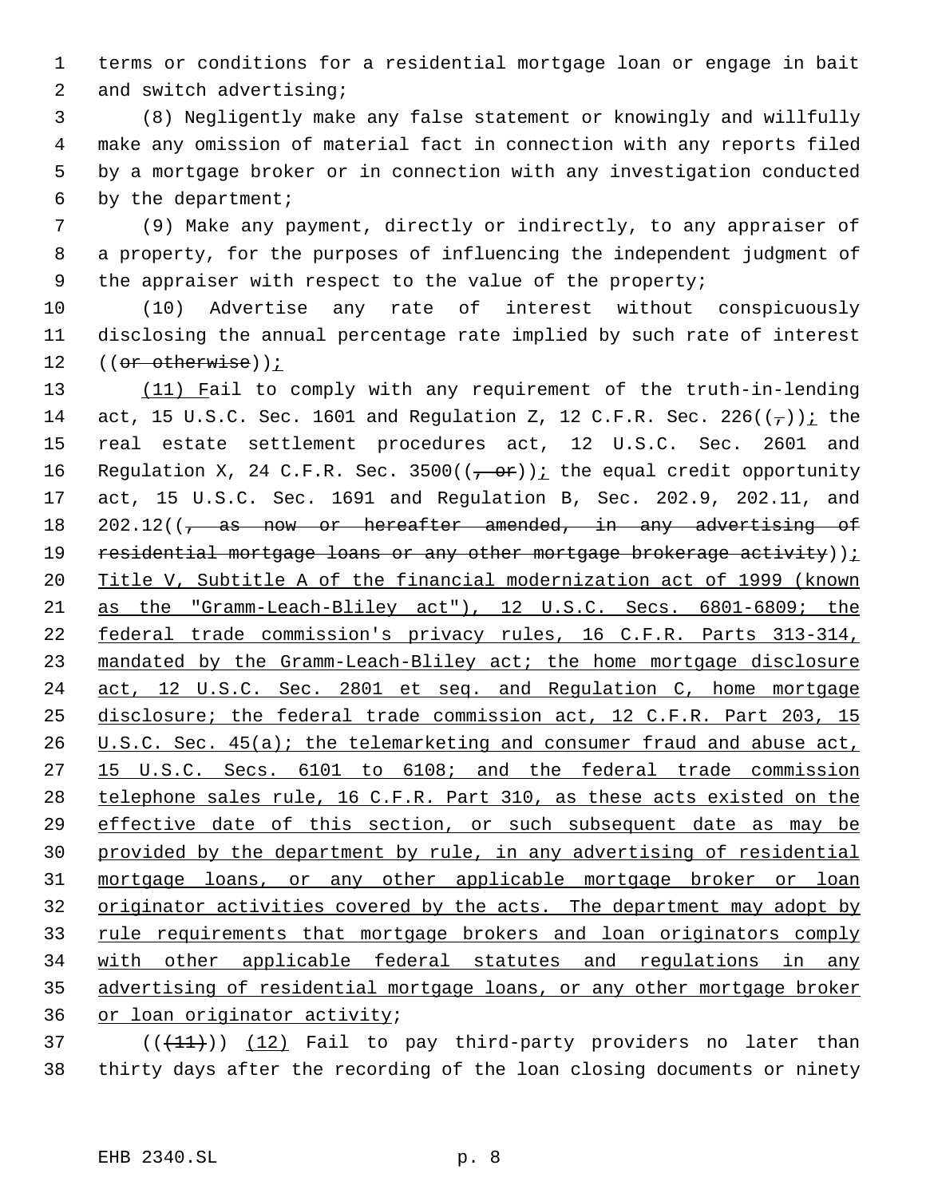terms or conditions for a residential mortgage loan or engage in bait and switch advertising;

(8) Negligently make any false statement or knowingly and willfully make any omission of material fact in connection with any reports filed by a mortgage broker or in connection with any investigation conducted by the department;

(9) Make any payment, directly or indirectly, to any appraiser of a property, for the purposes of influencing the independent judgment of the appraiser with respect to the value of the property;

(10) Advertise any rate of interest without conspicuously disclosing the annual percentage rate implied by such rate of interest ((~~or otherwise~~));

(11) Fail to comply with any requirement of the truth-in-lending act, 15 U.S.C. Sec. 1601 and Regulation Z, 12 C.F.R. Sec. 226((~~,~~)); the real estate settlement procedures act, 12 U.S.C. Sec. 2601 and Regulation X, 24 C.F.R. Sec. 3500((~~, or~~)); the equal credit opportunity act, 15 U.S.C. Sec. 1691 and Regulation B, Sec. 202.9, 202.11, and 202.12((~~, as now or hereafter amended, in any advertising of residential mortgage loans or any other mortgage brokerage activity~~)); Title V, Subtitle A of the financial modernization act of 1999 (known as the "Gramm-Leach-Bliley act"), 12 U.S.C. Secs. 6801-6809; the federal trade commission's privacy rules, 16 C.F.R. Parts 313-314, mandated by the Gramm-Leach-Bliley act; the home mortgage disclosure act, 12 U.S.C. Sec. 2801 et seq. and Regulation C, home mortgage disclosure; the federal trade commission act, 12 C.F.R. Part 203, 15 U.S.C. Sec. 45(a); the telemarketing and consumer fraud and abuse act, 15 U.S.C. Secs. 6101 to 6108; and the federal trade commission telephone sales rule, 16 C.F.R. Part 310, as these acts existed on the effective date of this section, or such subsequent date as may be provided by the department by rule, in any advertising of residential mortgage loans, or any other applicable mortgage broker or loan originator activities covered by the acts. The department may adopt by rule requirements that mortgage brokers and loan originators comply with other applicable federal statutes and regulations in any advertising of residential mortgage loans, or any other mortgage broker or loan originator activity;

((~~(11)~~)) (12) Fail to pay third-party providers no later than thirty days after the recording of the loan closing documents or ninety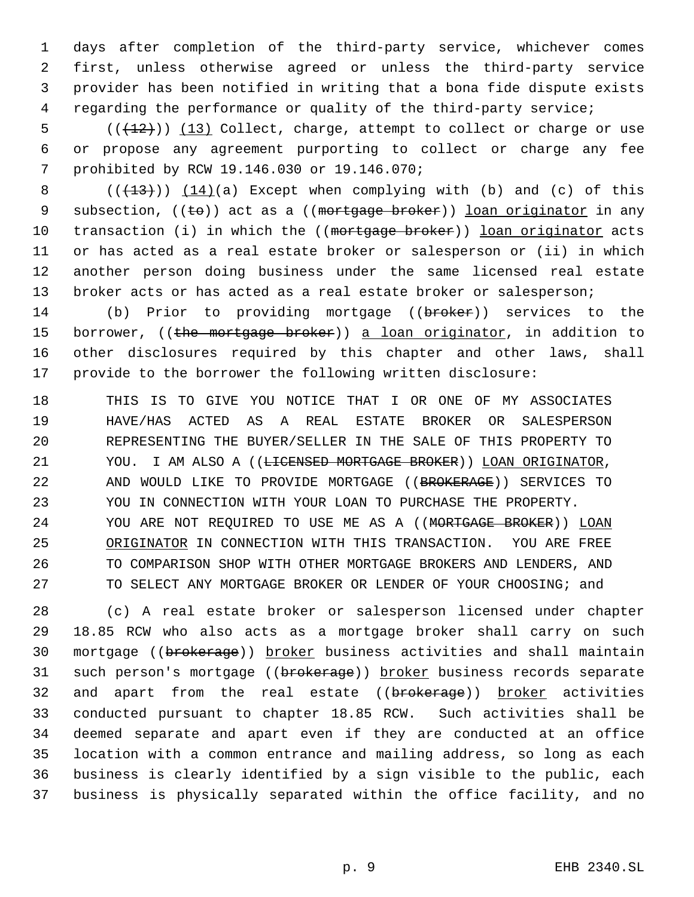days after completion of the third-party service, whichever comes first, unless otherwise agreed or unless the third-party service provider has been notified in writing that a bona fide dispute exists regarding the performance or quality of the third-party service;

(( ~~(12)~~ )) (13) Collect, charge, attempt to collect or charge or use or propose any agreement purporting to collect or charge any fee prohibited by RCW 19.146.030 or 19.146.070;

(( ~~(13)~~ )) (14)(a) Except when complying with (b) and (c) of this subsection, (( ~~to~~ )) act as a (( ~~mortgage broker~~ )) loan originator in any transaction (i) in which the (( ~~mortgage broker~~ )) loan originator acts or has acted as a real estate broker or salesperson or (ii) in which another person doing business under the same licensed real estate broker acts or has acted as a real estate broker or salesperson;

(b) Prior to providing mortgage (( ~~broker~~ )) services to the borrower, (( ~~the mortgage broker~~ )) a loan originator, in addition to other disclosures required by this chapter and other laws, shall provide to the borrower the following written disclosure:

> THIS IS TO GIVE YOU NOTICE THAT I OR ONE OF MY ASSOCIATES HAVE/HAS ACTED AS A REAL ESTATE BROKER OR SALESPERSON REPRESENTING THE BUYER/SELLER IN THE SALE OF THIS PROPERTY TO YOU. I AM ALSO A (( ~~LICENSED MORTGAGE BROKER~~ )) LOAN ORIGINATOR, AND WOULD LIKE TO PROVIDE MORTGAGE (( ~~BROKERAGE~~ )) SERVICES TO YOU IN CONNECTION WITH YOUR LOAN TO PURCHASE THE PROPERTY. YOU ARE NOT REQUIRED TO USE ME AS A (( ~~MORTGAGE BROKER~~ )) LOAN ORIGINATOR IN CONNECTION WITH THIS TRANSACTION. YOU ARE FREE TO COMPARISON SHOP WITH OTHER MORTGAGE BROKERS AND LENDERS, AND TO SELECT ANY MORTGAGE BROKER OR LENDER OF YOUR CHOOSING; and

(c) A real estate broker or salesperson licensed under chapter 18.85 RCW who also acts as a mortgage broker shall carry on such mortgage (( ~~brokerage~~ )) broker business activities and shall maintain such person's mortgage (( ~~brokerage~~ )) broker business records separate and apart from the real estate (( ~~brokerage~~ )) broker activities conducted pursuant to chapter 18.85 RCW. Such activities shall be deemed separate and apart even if they are conducted at an office location with a common entrance and mailing address, so long as each business is clearly identified by a sign visible to the public, each business is physically separated within the office facility, and no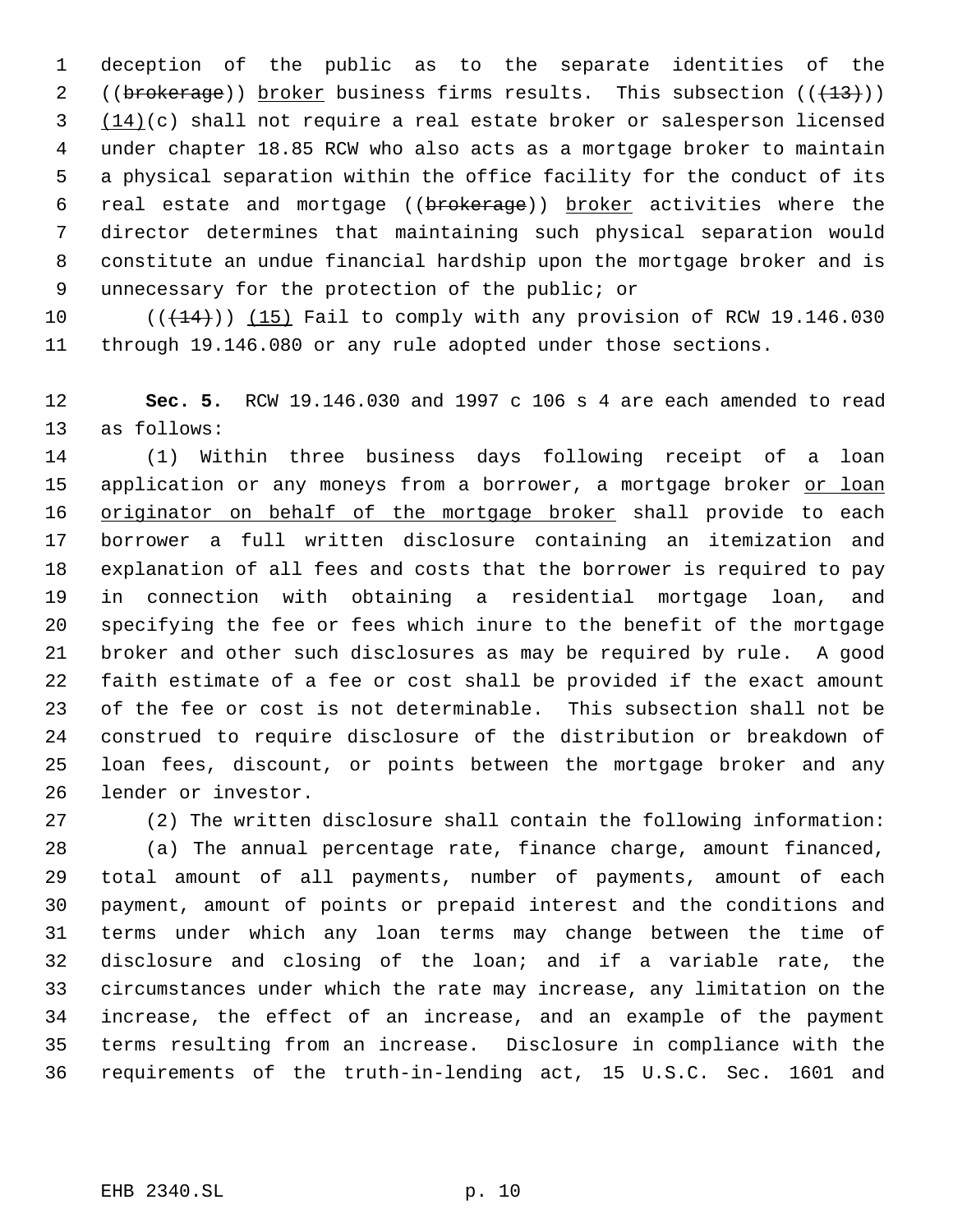deception of the public as to the separate identities of the ((~~brokerage~~)) <u>broker</u> business firms results. This subsection ((~~(13)~~)) <u>(14)</u>(c) shall not require a real estate broker or salesperson licensed under chapter 18.85 RCW who also acts as a mortgage broker to maintain a physical separation within the office facility for the conduct of its real estate and mortgage ((~~brokerage~~)) <u>broker</u> activities where the director determines that maintaining such physical separation would constitute an undue financial hardship upon the mortgage broker and is unnecessary for the protection of the public; or

((~~(14)~~)) <u>(15)</u> Fail to comply with any provision of RCW 19.146.030 through 19.146.080 or any rule adopted under those sections.

**Sec. 5.** RCW 19.146.030 and 1997 c 106 s 4 are each amended to read as follows:

(1) Within three business days following receipt of a loan application or any moneys from a borrower, a mortgage broker <u>or loan originator on behalf of the mortgage broker</u> shall provide to each borrower a full written disclosure containing an itemization and explanation of all fees and costs that the borrower is required to pay in connection with obtaining a residential mortgage loan, and specifying the fee or fees which inure to the benefit of the mortgage broker and other such disclosures as may be required by rule. A good faith estimate of a fee or cost shall be provided if the exact amount of the fee or cost is not determinable. This subsection shall not be construed to require disclosure of the distribution or breakdown of loan fees, discount, or points between the mortgage broker and any lender or investor.

(2) The written disclosure shall contain the following information:

(a) The annual percentage rate, finance charge, amount financed, total amount of all payments, number of payments, amount of each payment, amount of points or prepaid interest and the conditions and terms under which any loan terms may change between the time of disclosure and closing of the loan; and if a variable rate, the circumstances under which the rate may increase, any limitation on the increase, the effect of an increase, and an example of the payment terms resulting from an increase. Disclosure in compliance with the requirements of the truth-in-lending act, 15 U.S.C. Sec. 1601 and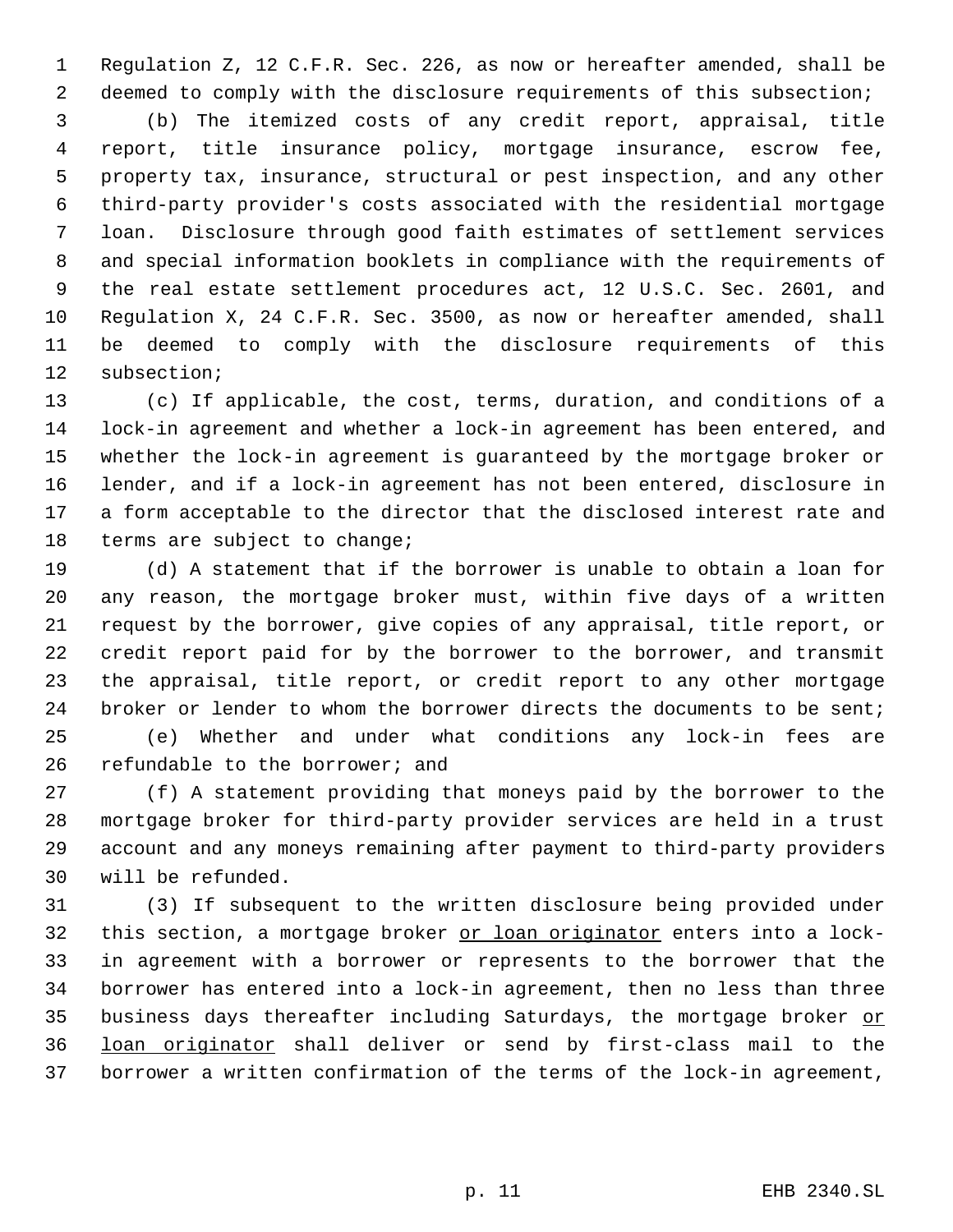Regulation Z, 12 C.F.R. Sec. 226, as now or hereafter amended, shall be deemed to comply with the disclosure requirements of this subsection;

(b) The itemized costs of any credit report, appraisal, title report, title insurance policy, mortgage insurance, escrow fee, property tax, insurance, structural or pest inspection, and any other third-party provider's costs associated with the residential mortgage loan. Disclosure through good faith estimates of settlement services and special information booklets in compliance with the requirements of the real estate settlement procedures act, 12 U.S.C. Sec. 2601, and Regulation X, 24 C.F.R. Sec. 3500, as now or hereafter amended, shall be deemed to comply with the disclosure requirements of this subsection;

(c) If applicable, the cost, terms, duration, and conditions of a lock-in agreement and whether a lock-in agreement has been entered, and whether the lock-in agreement is guaranteed by the mortgage broker or lender, and if a lock-in agreement has not been entered, disclosure in a form acceptable to the director that the disclosed interest rate and terms are subject to change;

(d) A statement that if the borrower is unable to obtain a loan for any reason, the mortgage broker must, within five days of a written request by the borrower, give copies of any appraisal, title report, or credit report paid for by the borrower to the borrower, and transmit the appraisal, title report, or credit report to any other mortgage broker or lender to whom the borrower directs the documents to be sent;

(e) Whether and under what conditions any lock-in fees are refundable to the borrower; and

(f) A statement providing that moneys paid by the borrower to the mortgage broker for third-party provider services are held in a trust account and any moneys remaining after payment to third-party providers will be refunded.

(3) If subsequent to the written disclosure being provided under this section, a mortgage broker <u>or loan originator</u> enters into a lock-in agreement with a borrower or represents to the borrower that the borrower has entered into a lock-in agreement, then no less than three business days thereafter including Saturdays, the mortgage broker <u>or loan originator</u> shall deliver or send by first-class mail to the borrower a written confirmation of the terms of the lock-in agreement,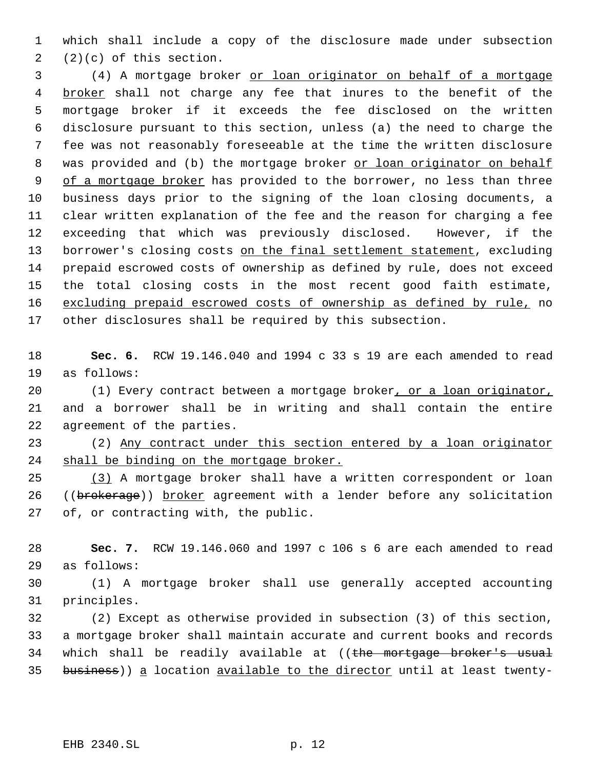which shall include a copy of the disclosure made under subsection (2)(c) of this section.

(4) A mortgage broker or loan originator on behalf of a mortgage broker shall not charge any fee that inures to the benefit of the mortgage broker if it exceeds the fee disclosed on the written disclosure pursuant to this section, unless (a) the need to charge the fee was not reasonably foreseeable at the time the written disclosure was provided and (b) the mortgage broker or loan originator on behalf of a mortgage broker has provided to the borrower, no less than three business days prior to the signing of the loan closing documents, a clear written explanation of the fee and the reason for charging a fee exceeding that which was previously disclosed. However, if the borrower's closing costs on the final settlement statement, excluding prepaid escrowed costs of ownership as defined by rule, does not exceed the total closing costs in the most recent good faith estimate, excluding prepaid escrowed costs of ownership as defined by rule, no other disclosures shall be required by this subsection.

**Sec. 6.** RCW 19.146.040 and 1994 c 33 s 19 are each amended to read as follows:

(1) Every contract between a mortgage broker, or a loan originator, and a borrower shall be in writing and shall contain the entire agreement of the parties.

(2) Any contract under this section entered by a loan originator shall be binding on the mortgage broker.

(3) A mortgage broker shall have a written correspondent or loan ((brokerage)) broker agreement with a lender before any solicitation of, or contracting with, the public.

**Sec. 7.** RCW 19.146.060 and 1997 c 106 s 6 are each amended to read as follows:

(1) A mortgage broker shall use generally accepted accounting principles.

(2) Except as otherwise provided in subsection (3) of this section, a mortgage broker shall maintain accurate and current books and records which shall be readily available at ((the mortgage broker's usual business)) a location available to the director until at least twenty-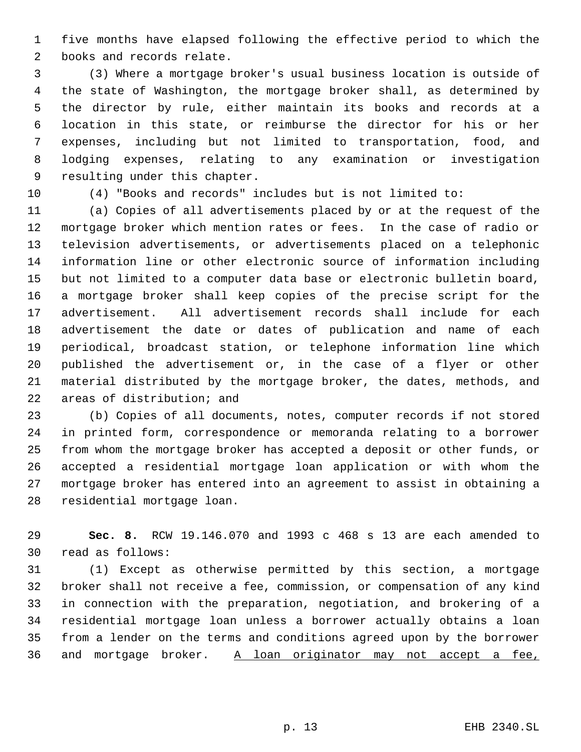five months have elapsed following the effective period to which the books and records relate.

(3) Where a mortgage broker's usual business location is outside of the state of Washington, the mortgage broker shall, as determined by the director by rule, either maintain its books and records at a location in this state, or reimburse the director for his or her expenses, including but not limited to transportation, food, and lodging expenses, relating to any examination or investigation resulting under this chapter.

(4) "Books and records" includes but is not limited to:

(a) Copies of all advertisements placed by or at the request of the mortgage broker which mention rates or fees. In the case of radio or television advertisements, or advertisements placed on a telephonic information line or other electronic source of information including but not limited to a computer data base or electronic bulletin board, a mortgage broker shall keep copies of the precise script for the advertisement. All advertisement records shall include for each advertisement the date or dates of publication and name of each periodical, broadcast station, or telephone information line which published the advertisement or, in the case of a flyer or other material distributed by the mortgage broker, the dates, methods, and areas of distribution; and

(b) Copies of all documents, notes, computer records if not stored in printed form, correspondence or memoranda relating to a borrower from whom the mortgage broker has accepted a deposit or other funds, or accepted a residential mortgage loan application or with whom the mortgage broker has entered into an agreement to assist in obtaining a residential mortgage loan.

**Sec. 8.** RCW 19.146.070 and 1993 c 468 s 13 are each amended to read as follows:

(1) Except as otherwise permitted by this section, a mortgage broker shall not receive a fee, commission, or compensation of any kind in connection with the preparation, negotiation, and brokering of a residential mortgage loan unless a borrower actually obtains a loan from a lender on the terms and conditions agreed upon by the borrower and mortgage broker. <u>A loan originator may not accept a fee,</u>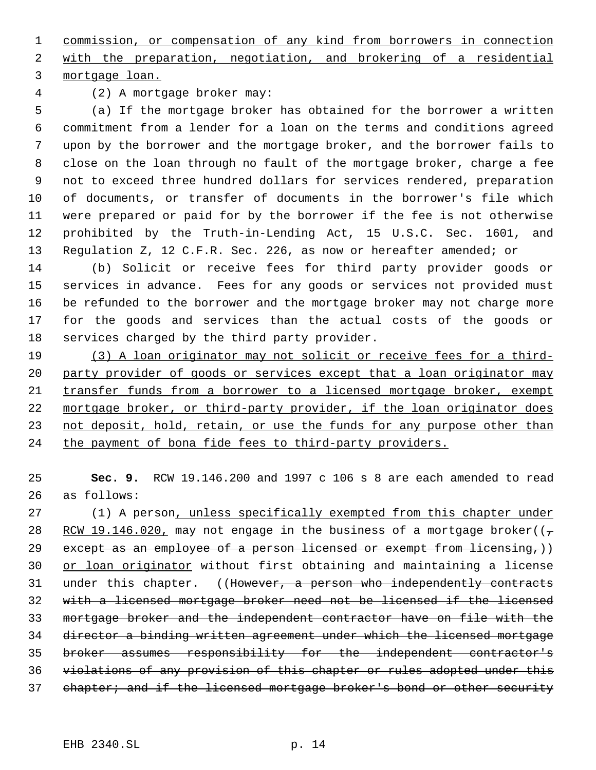commission, or compensation of any kind from borrowers in connection with the preparation, negotiation, and brokering of a residential mortgage loan.

(2) A mortgage broker may:

(a) If the mortgage broker has obtained for the borrower a written commitment from a lender for a loan on the terms and conditions agreed upon by the borrower and the mortgage broker, and the borrower fails to close on the loan through no fault of the mortgage broker, charge a fee not to exceed three hundred dollars for services rendered, preparation of documents, or transfer of documents in the borrower's file which were prepared or paid for by the borrower if the fee is not otherwise prohibited by the Truth-in-Lending Act, 15 U.S.C. Sec. 1601, and Regulation Z, 12 C.F.R. Sec. 226, as now or hereafter amended; or

(b) Solicit or receive fees for third party provider goods or services in advance. Fees for any goods or services not provided must be refunded to the borrower and the mortgage broker may not charge more for the goods and services than the actual costs of the goods or services charged by the third party provider.

(3) A loan originator may not solicit or receive fees for a third-party provider of goods or services except that a loan originator may transfer funds from a borrower to a licensed mortgage broker, exempt mortgage broker, or third-party provider, if the loan originator does not deposit, hold, retain, or use the funds for any purpose other than the payment of bona fide fees to third-party providers.

**Sec. 9.** RCW 19.146.200 and 1997 c 106 s 8 are each amended to read as follows:

(1) A person, unless specifically exempted from this chapter under RCW 19.146.020, may not engage in the business of a mortgage broker((, except as an employee of a person licensed or exempt from licensing,)) or loan originator without first obtaining and maintaining a license under this chapter. ((However, a person who independently contracts with a licensed mortgage broker need not be licensed if the licensed mortgage broker and the independent contractor have on file with the director a binding written agreement under which the licensed mortgage broker assumes responsibility for the independent contractor's violations of any provision of this chapter or rules adopted under this chapter; and if the licensed mortgage broker's bond or other security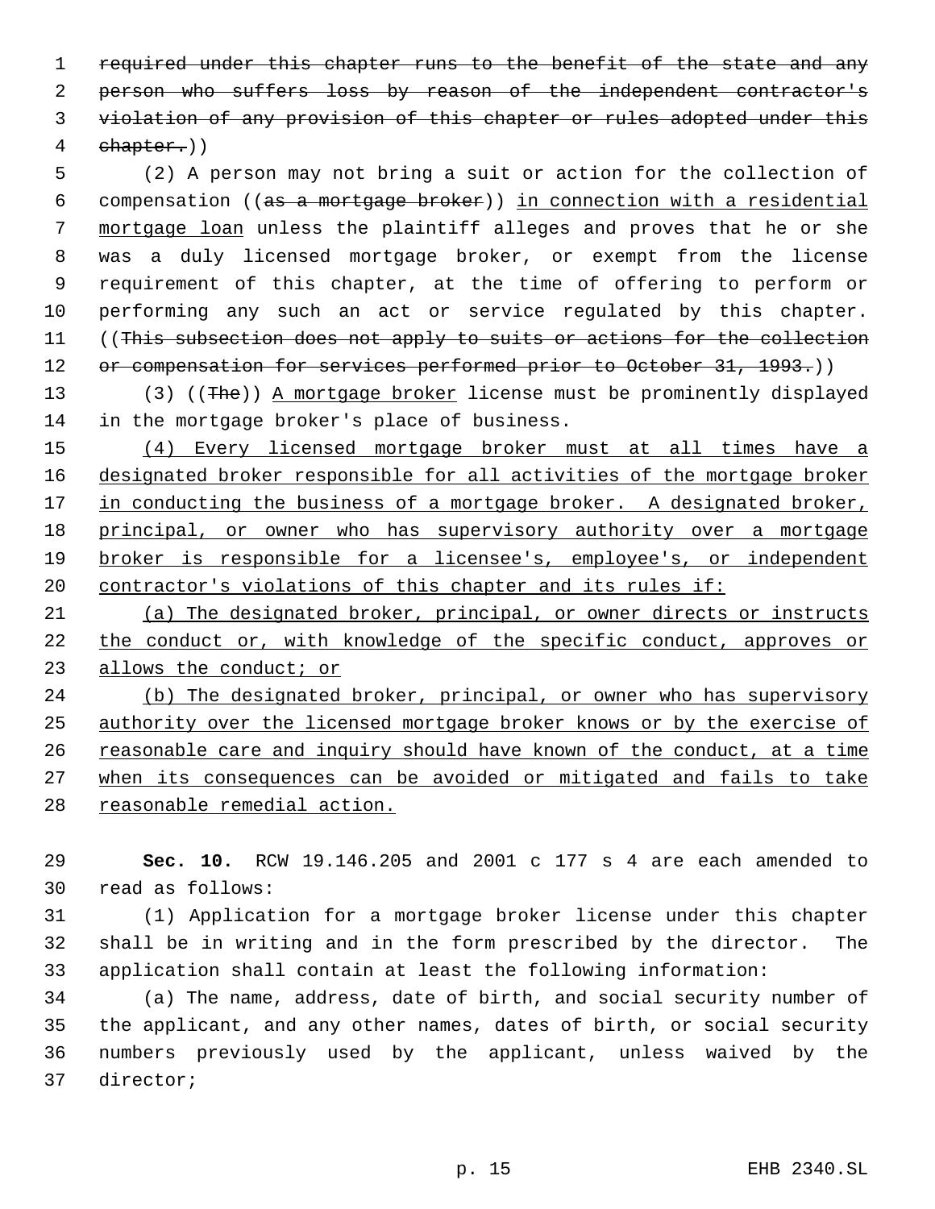~~required under this chapter runs to the benefit of the state and any person who suffers loss by reason of the independent contractor's violation of any provision of this chapter or rules adopted under this chapter.~~))

(2) A person may not bring a suit or action for the collection of compensation ((~~as a mortgage broker~~)) <u>in connection with a residential mortgage loan</u> unless the plaintiff alleges and proves that he or she was a duly licensed mortgage broker, or exempt from the license requirement of this chapter, at the time of offering to perform or performing any such an act or service regulated by this chapter. ((~~This subsection does not apply to suits or actions for the collection or compensation for services performed prior to October 31, 1993.~~))

(3) ((~~The~~)) <u>A mortgage broker</u> license must be prominently displayed in the mortgage broker's place of business.

<u>(4) Every licensed mortgage broker must at all times have a designated broker responsible for all activities of the mortgage broker in conducting the business of a mortgage broker. A designated broker, principal, or owner who has supervisory authority over a mortgage broker is responsible for a licensee's, employee's, or independent contractor's violations of this chapter and its rules if:</u>

<u>(a) The designated broker, principal, or owner directs or instructs the conduct or, with knowledge of the specific conduct, approves or allows the conduct; or</u>

<u>(b) The designated broker, principal, or owner who has supervisory authority over the licensed mortgage broker knows or by the exercise of reasonable care and inquiry should have known of the conduct, at a time when its consequences can be avoided or mitigated and fails to take reasonable remedial action.</u>

**Sec. 10.** RCW 19.146.205 and 2001 c 177 s 4 are each amended to read as follows:

(1) Application for a mortgage broker license under this chapter shall be in writing and in the form prescribed by the director. The application shall contain at least the following information:

(a) The name, address, date of birth, and social security number of the applicant, and any other names, dates of birth, or social security numbers previously used by the applicant, unless waived by the director;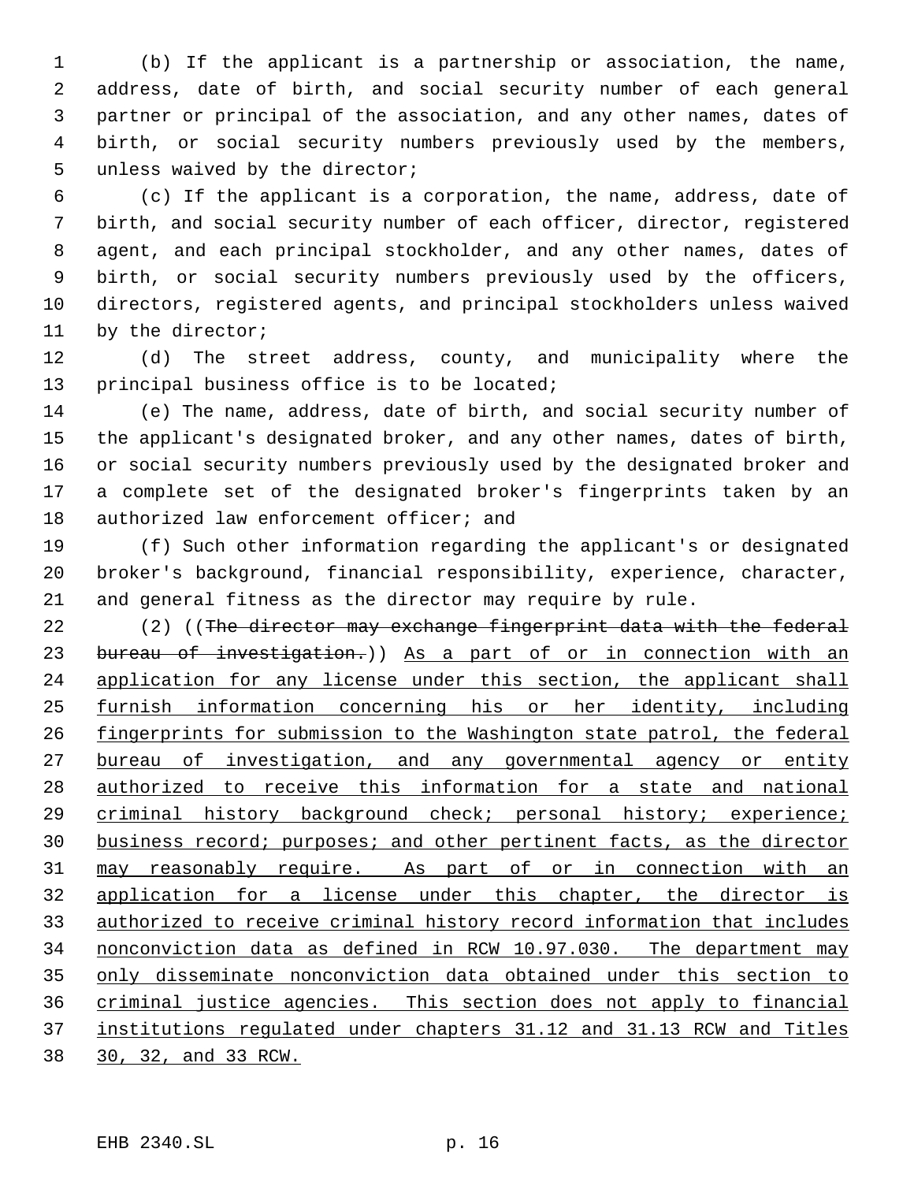(b) If the applicant is a partnership or association, the name, address, date of birth, and social security number of each general partner or principal of the association, and any other names, dates of birth, or social security numbers previously used by the members, unless waived by the director;

(c) If the applicant is a corporation, the name, address, date of birth, and social security number of each officer, director, registered agent, and each principal stockholder, and any other names, dates of birth, or social security numbers previously used by the officers, directors, registered agents, and principal stockholders unless waived by the director;

(d) The street address, county, and municipality where the principal business office is to be located;

(e) The name, address, date of birth, and social security number of the applicant's designated broker, and any other names, dates of birth, or social security numbers previously used by the designated broker and a complete set of the designated broker's fingerprints taken by an authorized law enforcement officer; and

(f) Such other information regarding the applicant's or designated broker's background, financial responsibility, experience, character, and general fitness as the director may require by rule.

(2) ((~~The director may exchange fingerprint data with the federal bureau of investigation.~~)) <u>As a part of or in connection with an application for any license under this section, the applicant shall furnish information concerning his or her identity, including fingerprints for submission to the Washington state patrol, the federal bureau of investigation, and any governmental agency or entity authorized to receive this information for a state and national criminal history background check; personal history; experience; business record; purposes; and other pertinent facts, as the director may reasonably require. As part of or in connection with an application for a license under this chapter, the director is authorized to receive criminal history record information that includes nonconviction data as defined in RCW 10.97.030. The department may only disseminate nonconviction data obtained under this section to criminal justice agencies. This section does not apply to financial institutions regulated under chapters 31.12 and 31.13 RCW and Titles 30, 32, and 33 RCW.</u>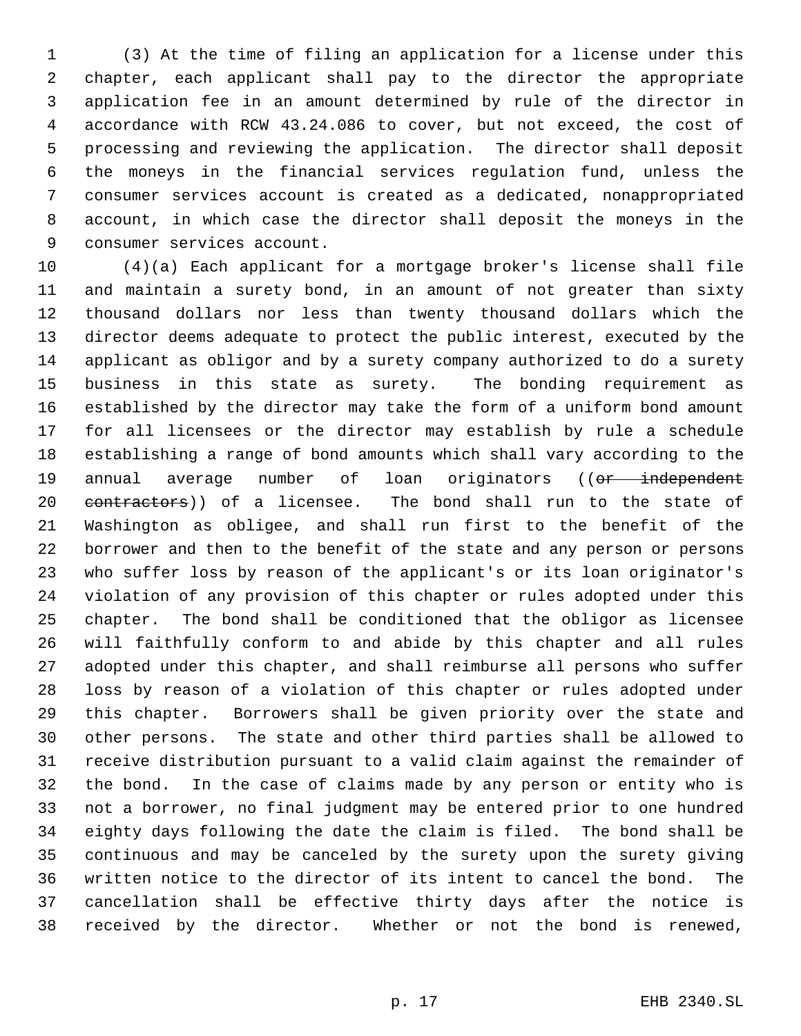(3) At the time of filing an application for a license under this chapter, each applicant shall pay to the director the appropriate application fee in an amount determined by rule of the director in accordance with RCW 43.24.086 to cover, but not exceed, the cost of processing and reviewing the application. The director shall deposit the moneys in the financial services regulation fund, unless the consumer services account is created as a dedicated, nonappropriated account, in which case the director shall deposit the moneys in the consumer services account.

(4)(a) Each applicant for a mortgage broker's license shall file and maintain a surety bond, in an amount of not greater than sixty thousand dollars nor less than twenty thousand dollars which the director deems adequate to protect the public interest, executed by the applicant as obligor and by a surety company authorized to do a surety business in this state as surety. The bonding requirement as established by the director may take the form of a uniform bond amount for all licensees or the director may establish by rule a schedule establishing a range of bond amounts which shall vary according to the annual average number of loan originators ((~~or independent contractors~~)) of a licensee. The bond shall run to the state of Washington as obligee, and shall run first to the benefit of the borrower and then to the benefit of the state and any person or persons who suffer loss by reason of the applicant's or its loan originator's violation of any provision of this chapter or rules adopted under this chapter. The bond shall be conditioned that the obligor as licensee will faithfully conform to and abide by this chapter and all rules adopted under this chapter, and shall reimburse all persons who suffer loss by reason of a violation of this chapter or rules adopted under this chapter. Borrowers shall be given priority over the state and other persons. The state and other third parties shall be allowed to receive distribution pursuant to a valid claim against the remainder of the bond. In the case of claims made by any person or entity who is not a borrower, no final judgment may be entered prior to one hundred eighty days following the date the claim is filed. The bond shall be continuous and may be canceled by the surety upon the surety giving written notice to the director of its intent to cancel the bond. The cancellation shall be effective thirty days after the notice is received by the director. Whether or not the bond is renewed,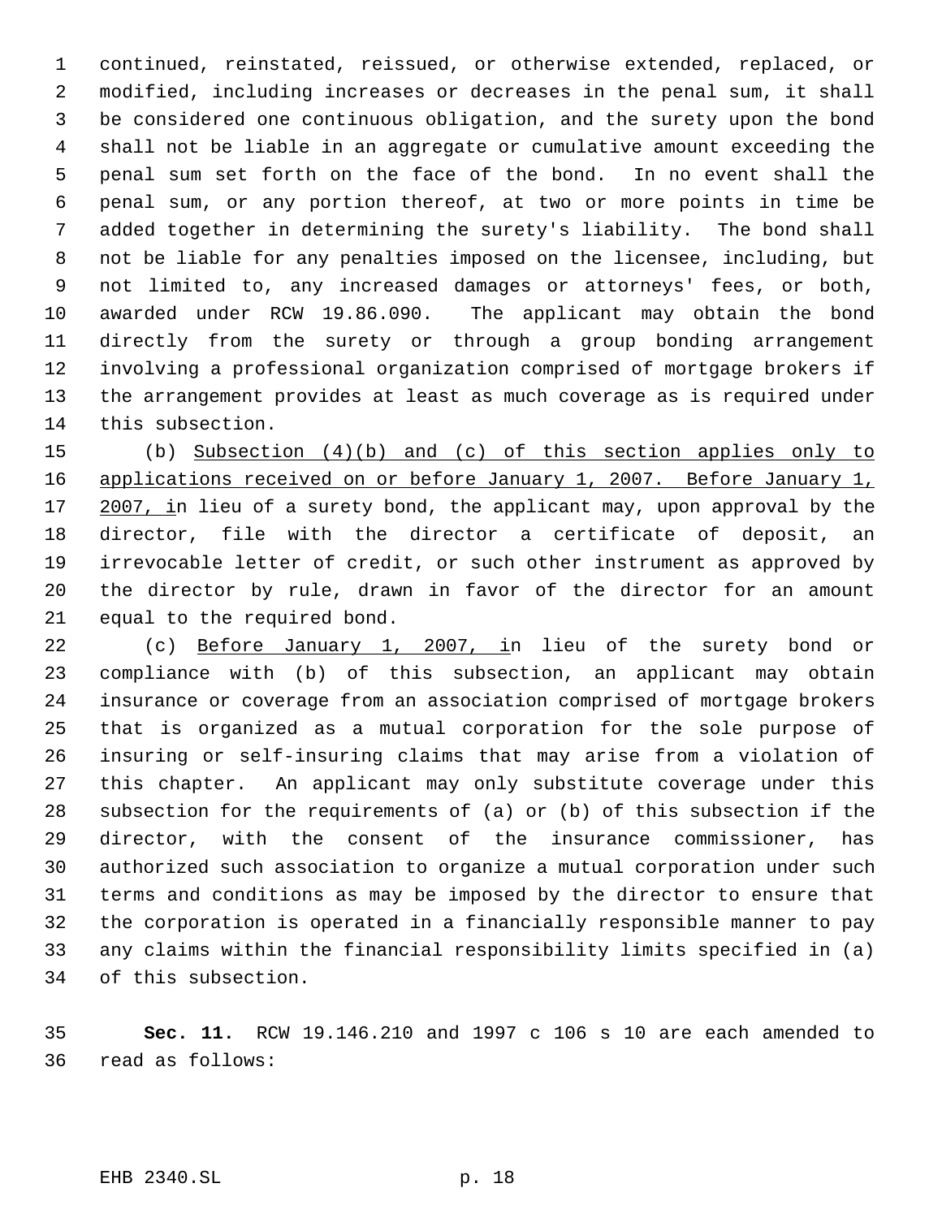continued, reinstated, reissued, or otherwise extended, replaced, or modified, including increases or decreases in the penal sum, it shall be considered one continuous obligation, and the surety upon the bond shall not be liable in an aggregate or cumulative amount exceeding the penal sum set forth on the face of the bond. In no event shall the penal sum, or any portion thereof, at two or more points in time be added together in determining the surety's liability. The bond shall not be liable for any penalties imposed on the licensee, including, but not limited to, any increased damages or attorneys' fees, or both, awarded under RCW 19.86.090. The applicant may obtain the bond directly from the surety or through a group bonding arrangement involving a professional organization comprised of mortgage brokers if the arrangement provides at least as much coverage as is required under this subsection.

(b) Subsection (4)(b) and (c) of this section applies only to applications received on or before January 1, 2007. Before January 1, 2007, in lieu of a surety bond, the applicant may, upon approval by the director, file with the director a certificate of deposit, an irrevocable letter of credit, or such other instrument as approved by the director by rule, drawn in favor of the director for an amount equal to the required bond.

(c) Before January 1, 2007, in lieu of the surety bond or compliance with (b) of this subsection, an applicant may obtain insurance or coverage from an association comprised of mortgage brokers that is organized as a mutual corporation for the sole purpose of insuring or self-insuring claims that may arise from a violation of this chapter. An applicant may only substitute coverage under this subsection for the requirements of (a) or (b) of this subsection if the director, with the consent of the insurance commissioner, has authorized such association to organize a mutual corporation under such terms and conditions as may be imposed by the director to ensure that the corporation is operated in a financially responsible manner to pay any claims within the financial responsibility limits specified in (a) of this subsection.

**Sec. 11.** RCW 19.146.210 and 1997 c 106 s 10 are each amended to read as follows: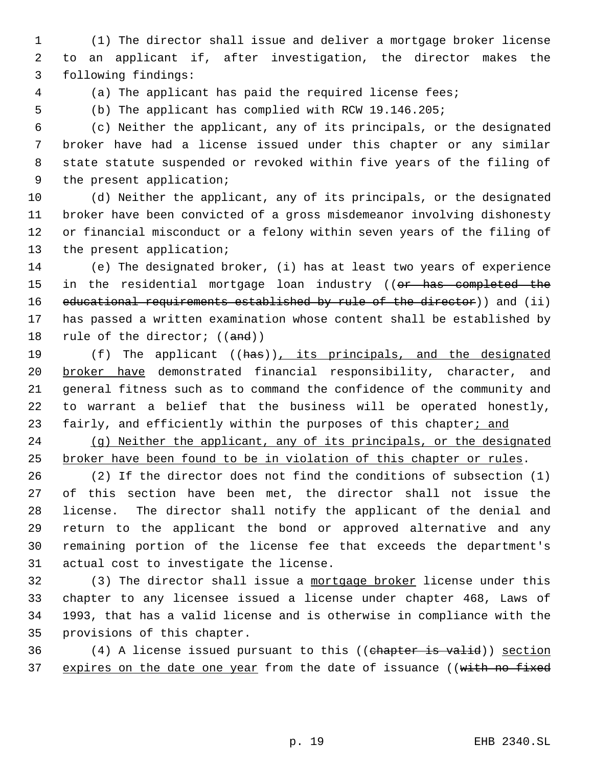(1) The director shall issue and deliver a mortgage broker license to an applicant if, after investigation, the director makes the following findings:

(a) The applicant has paid the required license fees;

(b) The applicant has complied with RCW 19.146.205;

(c) Neither the applicant, any of its principals, or the designated broker have had a license issued under this chapter or any similar state statute suspended or revoked within five years of the filing of the present application;

(d) Neither the applicant, any of its principals, or the designated broker have been convicted of a gross misdemeanor involving dishonesty or financial misconduct or a felony within seven years of the filing of the present application;

(e) The designated broker, (i) has at least two years of experience in the residential mortgage loan industry ((~~or has completed the educational requirements established by rule of the director~~)) and (ii) has passed a written examination whose content shall be established by rule of the director; ((~~and~~))

(f) The applicant ((~~has~~))<u>, its principals, and the designated broker have</u> demonstrated financial responsibility, character, and general fitness such as to command the confidence of the community and to warrant a belief that the business will be operated honestly, fairly, and efficiently within the purposes of this chapter<u>; and</u>

<u>(g) Neither the applicant, any of its principals, or the designated broker have been found to be in violation of this chapter or rules</u>.

(2) If the director does not find the conditions of subsection (1) of this section have been met, the director shall not issue the license. The director shall notify the applicant of the denial and return to the applicant the bond or approved alternative and any remaining portion of the license fee that exceeds the department's actual cost to investigate the license.

(3) The director shall issue a <u>mortgage broker</u> license under this chapter to any licensee issued a license under chapter 468, Laws of 1993, that has a valid license and is otherwise in compliance with the provisions of this chapter.

(4) A license issued pursuant to this ((~~chapter is valid~~)) <u>section expires on the date one year</u> from the date of issuance ((~~with no fixed~~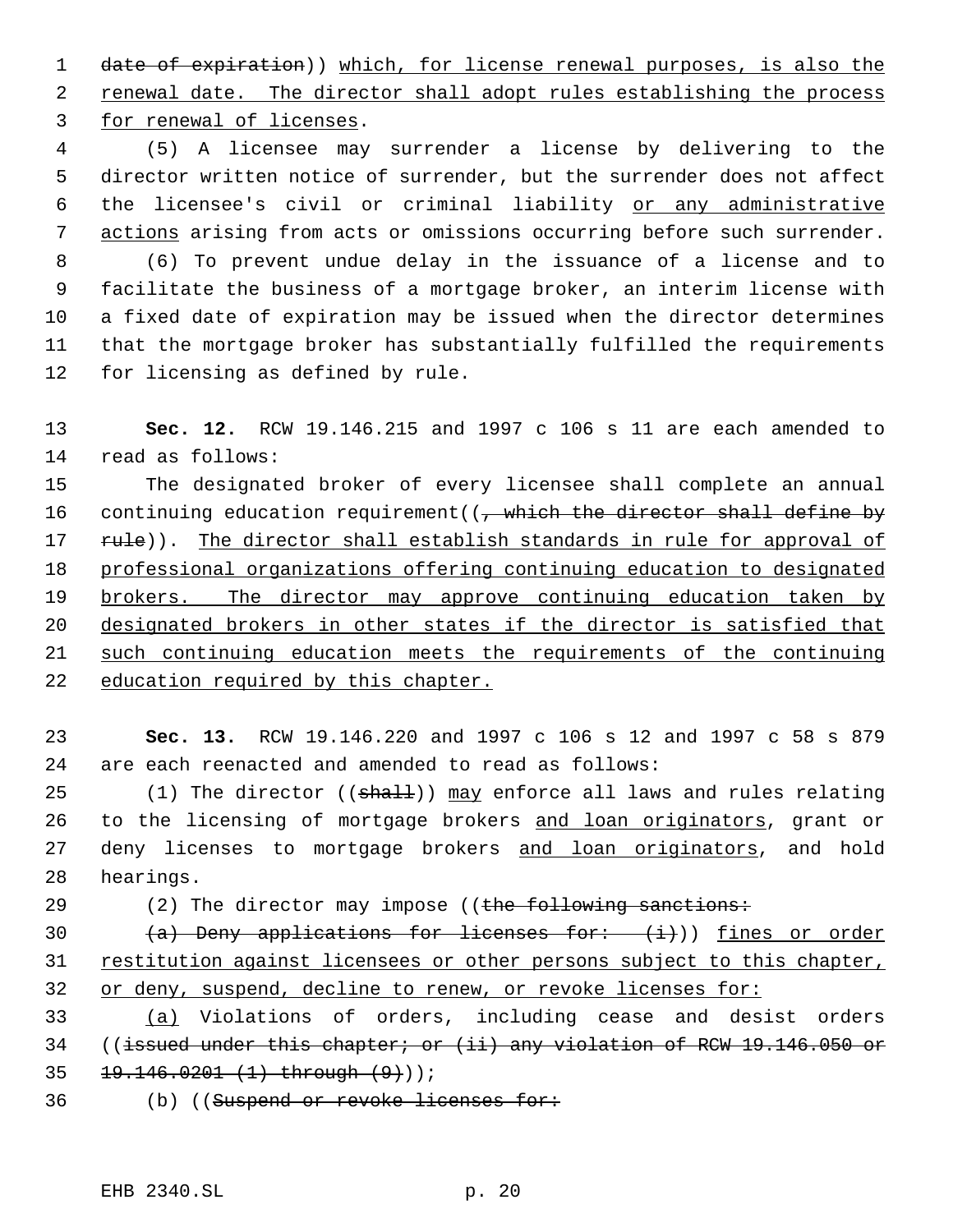date of expiration)) which, for license renewal purposes, is also the renewal date. The director shall adopt rules establishing the process for renewal of licenses.

(5) A licensee may surrender a license by delivering to the director written notice of surrender, but the surrender does not affect the licensee's civil or criminal liability or any administrative actions arising from acts or omissions occurring before such surrender.

(6) To prevent undue delay in the issuance of a license and to facilitate the business of a mortgage broker, an interim license with a fixed date of expiration may be issued when the director determines that the mortgage broker has substantially fulfilled the requirements for licensing as defined by rule.

**Sec. 12.** RCW 19.146.215 and 1997 c 106 s 11 are each amended to read as follows:

The designated broker of every licensee shall complete an annual continuing education requirement((, which the director shall define by rule)). The director shall establish standards in rule for approval of professional organizations offering continuing education to designated brokers. The director may approve continuing education taken by designated brokers in other states if the director is satisfied that such continuing education meets the requirements of the continuing education required by this chapter.

**Sec. 13.** RCW 19.146.220 and 1997 c 106 s 12 and 1997 c 58 s 879 are each reenacted and amended to read as follows:

(1) The director ((shall)) may enforce all laws and rules relating to the licensing of mortgage brokers and loan originators, grant or deny licenses to mortgage brokers and loan originators, and hold hearings.

(2) The director may impose ((the following sanctions:

(a) Deny applications for licenses for: (i))) fines or order restitution against licensees or other persons subject to this chapter, or deny, suspend, decline to renew, or revoke licenses for:

(a) Violations of orders, including cease and desist orders ((issued under this chapter; or (ii) any violation of RCW 19.146.050 or 19.146.0201 (1) through (9)));

(b) ((Suspend or revoke licenses for: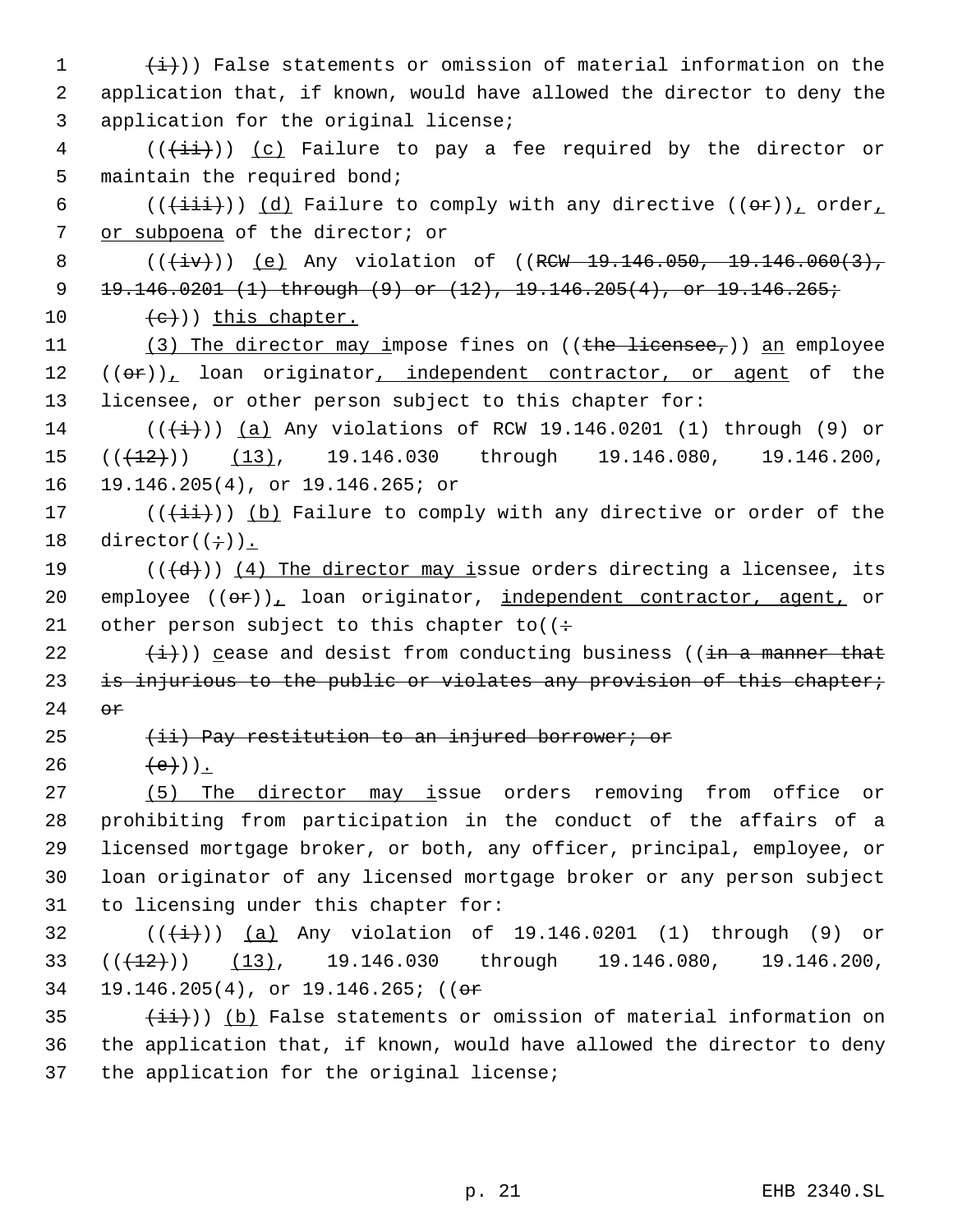(i))) False statements or omission of material information on the application that, if known, would have allowed the director to deny the application for the original license;

(((ii))) (c) Failure to pay a fee required by the director or maintain the required bond;

(((iii))) (d) Failure to comply with any directive ((or)), order, or subpoena of the director; or

(((iv))) (e) Any violation of ((RCW 19.146.050, 19.146.060(3), 19.146.0201 (1) through (9) or (12), 19.146.205(4), or 19.146.265;

(c))) this chapter.

(3) The director may impose fines on ((the licensee,)) an employee ((or)), loan originator, independent contractor, or agent of the licensee, or other person subject to this chapter for:

(((i))) (a) Any violations of RCW 19.146.0201 (1) through (9) or (((12))) (13), 19.146.030 through 19.146.080, 19.146.200, 19.146.205(4), or 19.146.265; or

(((ii))) (b) Failure to comply with any directive or order of the director((;)).

(((d))) (4) The director may issue orders directing a licensee, its employee ((or)), loan originator, independent contractor, agent, or other person subject to this chapter to((:

(i))) cease and desist from conducting business ((in a manner that is injurious to the public or violates any provision of this chapter; or

(ii) Pay restitution to an injured borrower; or

(e))).

(5) The director may issue orders removing from office or prohibiting from participation in the conduct of the affairs of a licensed mortgage broker, or both, any officer, principal, employee, or loan originator of any licensed mortgage broker or any person subject to licensing under this chapter for:

(((i))) (a) Any violation of 19.146.0201 (1) through (9) or (((12))) (13), 19.146.030 through 19.146.080, 19.146.200, 19.146.205(4), or 19.146.265; ((or

(ii))) (b) False statements or omission of material information on the application that, if known, would have allowed the director to deny the application for the original license;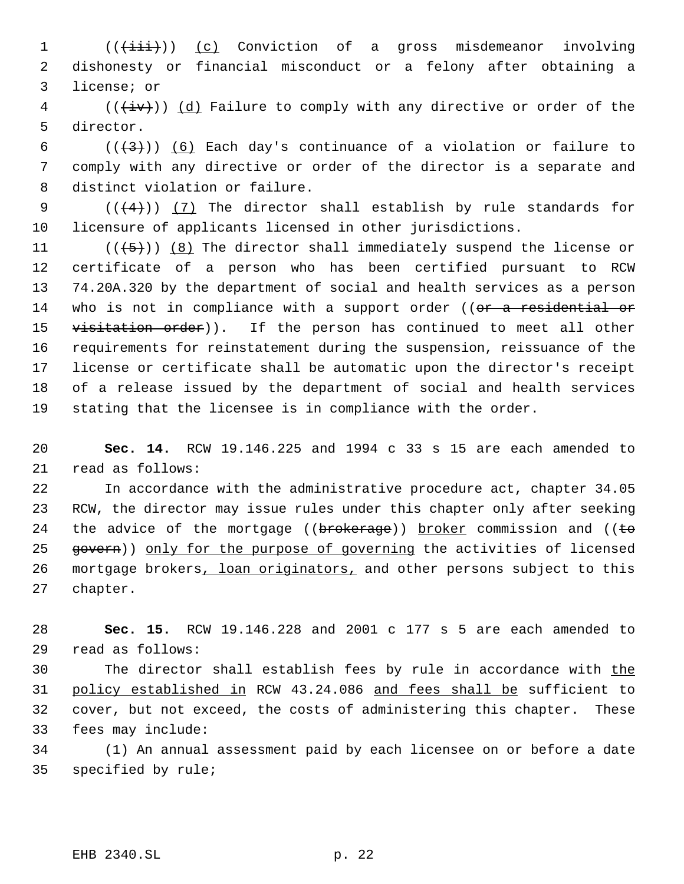(((iii))) (c) Conviction of a gross misdemeanor involving dishonesty or financial misconduct or a felony after obtaining a license; or

(((iv))) (d) Failure to comply with any directive or order of the director.

(((3))) (6) Each day's continuance of a violation or failure to comply with any directive or order of the director is a separate and distinct violation or failure.

(((4))) (7) The director shall establish by rule standards for licensure of applicants licensed in other jurisdictions.

(((5))) (8) The director shall immediately suspend the license or certificate of a person who has been certified pursuant to RCW 74.20A.320 by the department of social and health services as a person who is not in compliance with a support order ((~~or a residential or visitation order~~)). If the person has continued to meet all other requirements for reinstatement during the suspension, reissuance of the license or certificate shall be automatic upon the director's receipt of a release issued by the department of social and health services stating that the licensee is in compliance with the order.

**Sec. 14.** RCW 19.146.225 and 1994 c 33 s 15 are each amended to read as follows:

In accordance with the administrative procedure act, chapter 34.05 RCW, the director may issue rules under this chapter only after seeking the advice of the mortgage ((~~brokerage~~)) <u>broker</u> commission and ((~~to govern~~)) <u>only for the purpose of governing</u> the activities of licensed mortgage brokers<u>, loan originators,</u> and other persons subject to this chapter.

**Sec. 15.** RCW 19.146.228 and 2001 c 177 s 5 are each amended to read as follows:

The director shall establish fees by rule in accordance with <u>the policy established in</u> RCW 43.24.086 <u>and fees shall be</u> sufficient to cover, but not exceed, the costs of administering this chapter. These fees may include:

(1) An annual assessment paid by each licensee on or before a date specified by rule;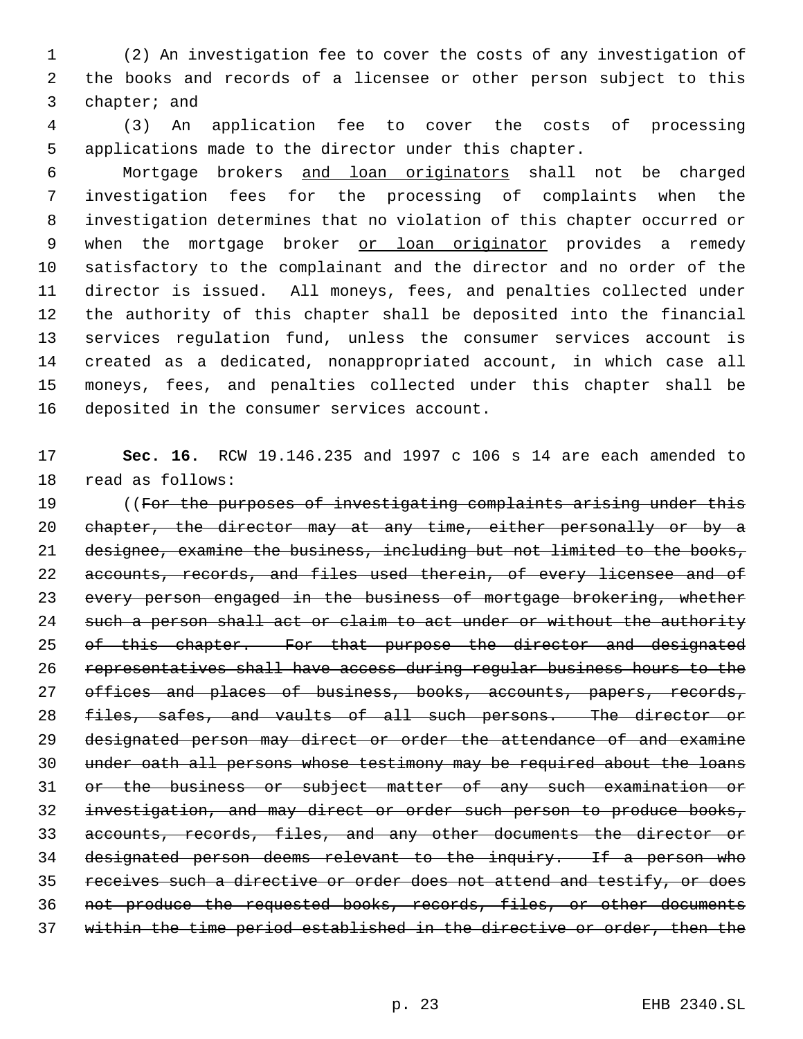(2) An investigation fee to cover the costs of any investigation of the books and records of a licensee or other person subject to this chapter; and

(3) An application fee to cover the costs of processing applications made to the director under this chapter.

Mortgage brokers <u>and loan originators</u> shall not be charged investigation fees for the processing of complaints when the investigation determines that no violation of this chapter occurred or when the mortgage broker <u>or loan originator</u> provides a remedy satisfactory to the complainant and the director and no order of the director is issued. All moneys, fees, and penalties collected under the authority of this chapter shall be deposited into the financial services regulation fund, unless the consumer services account is created as a dedicated, nonappropriated account, in which case all moneys, fees, and penalties collected under this chapter shall be deposited in the consumer services account.

**Sec. 16.** RCW 19.146.235 and 1997 c 106 s 14 are each amended to read as follows:

((~~For the purposes of investigating complaints arising under this chapter, the director may at any time, either personally or by a designee, examine the business, including but not limited to the books, accounts, records, and files used therein, of every licensee and of every person engaged in the business of mortgage brokering, whether such a person shall act or claim to act under or without the authority of this chapter. For that purpose the director and designated representatives shall have access during regular business hours to the offices and places of business, books, accounts, papers, records, files, safes, and vaults of all such persons. The director or designated person may direct or order the attendance of and examine under oath all persons whose testimony may be required about the loans or the business or subject matter of any such examination or investigation, and may direct or order such person to produce books, accounts, records, files, and any other documents the director or designated person deems relevant to the inquiry. If a person who receives such a directive or order does not attend and testify, or does not produce the requested books, records, files, or other documents within the time period established in the directive or order, then the~~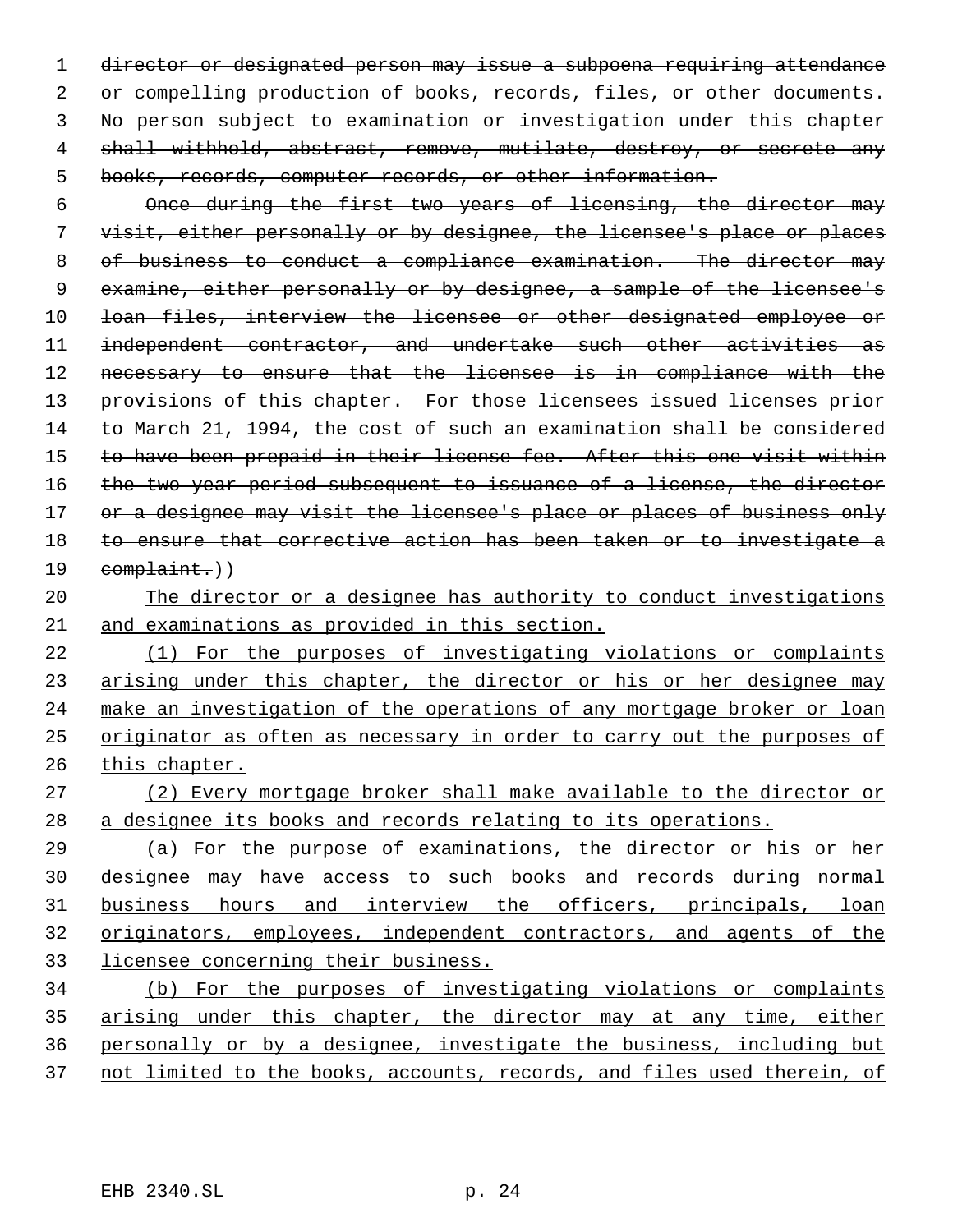~~director or designated person may issue a subpoena requiring attendance or compelling production of books, records, files, or other documents. No person subject to examination or investigation under this chapter shall withhold, abstract, remove, mutilate, destroy, or secrete any books, records, computer records, or other information.~~

~~Once during the first two years of licensing, the director may visit, either personally or by designee, the licensee's place or places of business to conduct a compliance examination. The director may examine, either personally or by designee, a sample of the licensee's loan files, interview the licensee or other designated employee or independent contractor, and undertake such other activities as necessary to ensure that the licensee is in compliance with the provisions of this chapter. For those licensees issued licenses prior to March 21, 1994, the cost of such an examination shall be considered to have been prepaid in their license fee. After this one visit within the two-year period subsequent to issuance of a license, the director or a designee may visit the licensee's place or places of business only to ensure that corrective action has been taken or to investigate a complaint.~~))

<u>The director or a designee has authority to conduct investigations and examinations as provided in this section.</u>

<u>(1) For the purposes of investigating violations or complaints arising under this chapter, the director or his or her designee may make an investigation of the operations of any mortgage broker or loan originator as often as necessary in order to carry out the purposes of this chapter.</u>

<u>(2) Every mortgage broker shall make available to the director or a designee its books and records relating to its operations.</u>

<u>(a) For the purpose of examinations, the director or his or her designee may have access to such books and records during normal business hours and interview the officers, principals, loan originators, employees, independent contractors, and agents of the licensee concerning their business.</u>

<u>(b) For the purposes of investigating violations or complaints arising under this chapter, the director may at any time, either personally or by a designee, investigate the business, including but not limited to the books, accounts, records, and files used therein, of</u>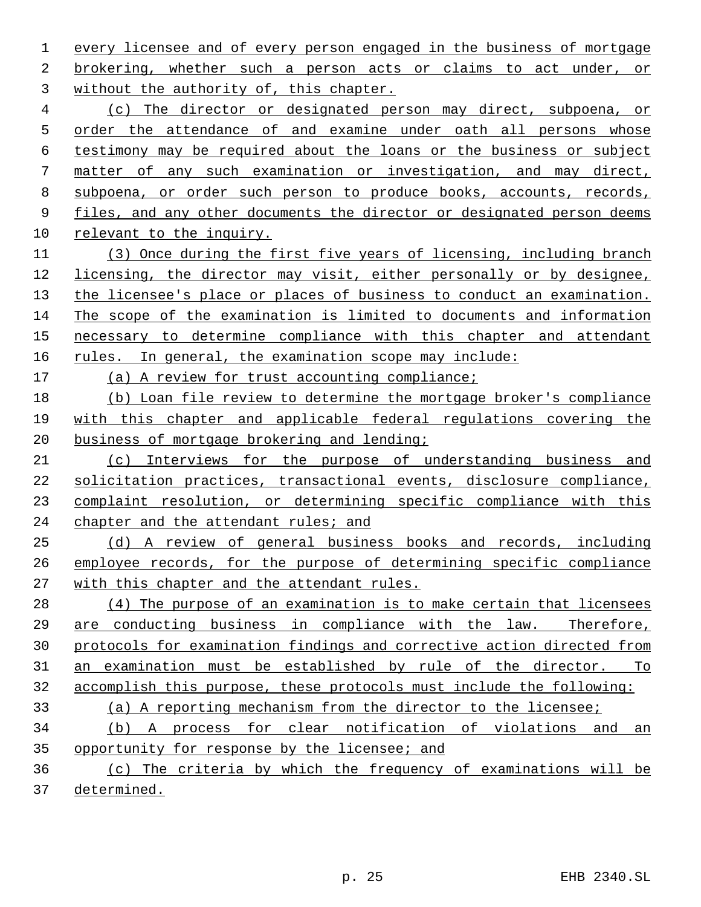every licensee and of every person engaged in the business of mortgage brokering, whether such a person acts or claims to act under, or without the authority of, this chapter.

(c) The director or designated person may direct, subpoena, or order the attendance of and examine under oath all persons whose testimony may be required about the loans or the business or subject matter of any such examination or investigation, and may direct, subpoena, or order such person to produce books, accounts, records, files, and any other documents the director or designated person deems relevant to the inquiry.

(3) Once during the first five years of licensing, including branch licensing, the director may visit, either personally or by designee, the licensee's place or places of business to conduct an examination. The scope of the examination is limited to documents and information necessary to determine compliance with this chapter and attendant rules. In general, the examination scope may include:

(a) A review for trust accounting compliance;

(b) Loan file review to determine the mortgage broker's compliance with this chapter and applicable federal regulations covering the business of mortgage brokering and lending;

(c) Interviews for the purpose of understanding business and solicitation practices, transactional events, disclosure compliance, complaint resolution, or determining specific compliance with this chapter and the attendant rules; and

(d) A review of general business books and records, including employee records, for the purpose of determining specific compliance with this chapter and the attendant rules.

(4) The purpose of an examination is to make certain that licensees are conducting business in compliance with the law. Therefore, protocols for examination findings and corrective action directed from an examination must be established by rule of the director. To accomplish this purpose, these protocols must include the following:

(a) A reporting mechanism from the director to the licensee;

(b) A process for clear notification of violations and an opportunity for response by the licensee; and

(c) The criteria by which the frequency of examinations will be determined.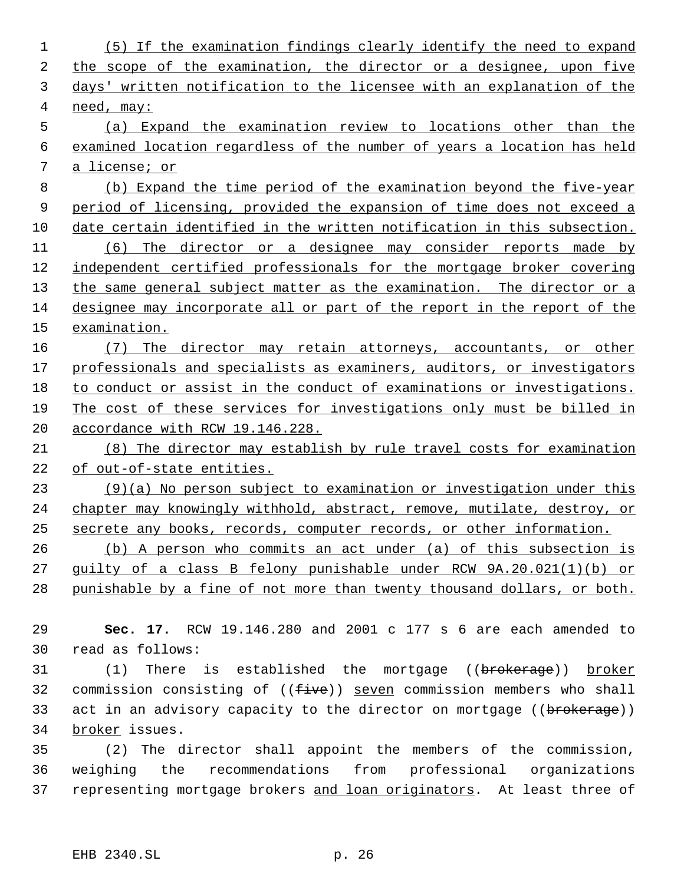(5) If the examination findings clearly identify the need to expand the scope of the examination, the director or a designee, upon five days' written notification to the licensee with an explanation of the need, may:

(a) Expand the examination review to locations other than the examined location regardless of the number of years a location has held a license; or

(b) Expand the time period of the examination beyond the five-year period of licensing, provided the expansion of time does not exceed a date certain identified in the written notification in this subsection.

(6) The director or a designee may consider reports made by independent certified professionals for the mortgage broker covering the same general subject matter as the examination. The director or a designee may incorporate all or part of the report in the report of the examination.

(7) The director may retain attorneys, accountants, or other professionals and specialists as examiners, auditors, or investigators to conduct or assist in the conduct of examinations or investigations. The cost of these services for investigations only must be billed in accordance with RCW 19.146.228.

(8) The director may establish by rule travel costs for examination of out-of-state entities.

(9)(a) No person subject to examination or investigation under this chapter may knowingly withhold, abstract, remove, mutilate, destroy, or secrete any books, records, computer records, or other information.

(b) A person who commits an act under (a) of this subsection is guilty of a class B felony punishable under RCW 9A.20.021(1)(b) or punishable by a fine of not more than twenty thousand dollars, or both.

**Sec. 17.** RCW 19.146.280 and 2001 c 177 s 6 are each amended to read as follows:

(1) There is established the mortgage ((~~brokerage~~)) broker commission consisting of ((~~five~~)) seven commission members who shall act in an advisory capacity to the director on mortgage ((~~brokerage~~)) broker issues.

(2) The director shall appoint the members of the commission, weighing the recommendations from professional organizations representing mortgage brokers and loan originators. At least three of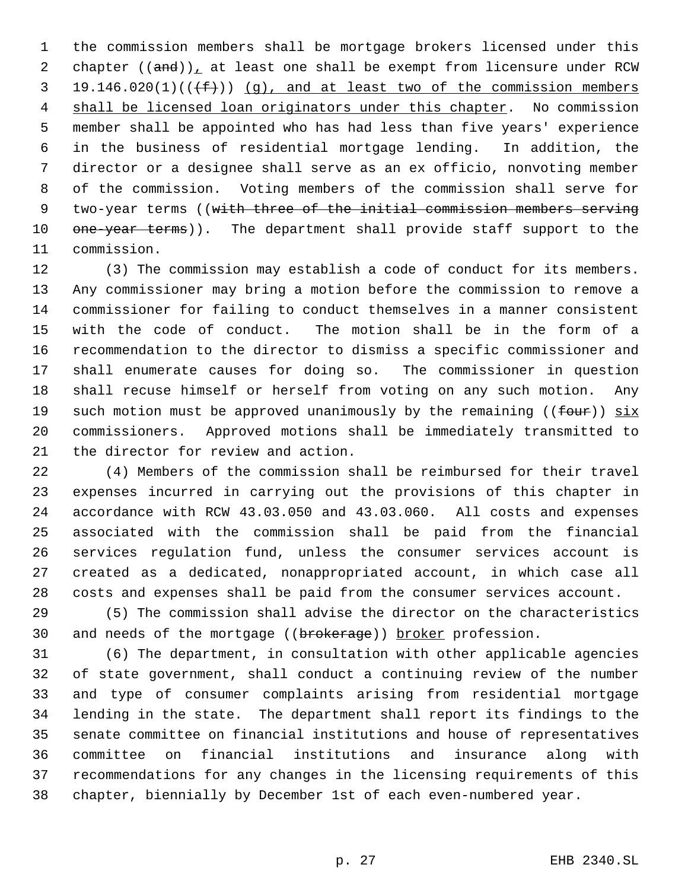the commission members shall be mortgage brokers licensed under this chapter ((~~and~~)), at least one shall be exempt from licensure under RCW 19.146.020(1)((~~(f)~~)) <u>(g), and at least two of the commission members shall be licensed loan originators under this chapter</u>. No commission member shall be appointed who has had less than five years' experience in the business of residential mortgage lending. In addition, the director or a designee shall serve as an ex officio, nonvoting member of the commission. Voting members of the commission shall serve for two-year terms ((~~with three of the initial commission members serving one-year terms~~)). The department shall provide staff support to the commission.

(3) The commission may establish a code of conduct for its members. Any commissioner may bring a motion before the commission to remove a commissioner for failing to conduct themselves in a manner consistent with the code of conduct. The motion shall be in the form of a recommendation to the director to dismiss a specific commissioner and shall enumerate causes for doing so. The commissioner in question shall recuse himself or herself from voting on any such motion. Any such motion must be approved unanimously by the remaining ((~~four~~)) <u>six</u> commissioners. Approved motions shall be immediately transmitted to the director for review and action.

(4) Members of the commission shall be reimbursed for their travel expenses incurred in carrying out the provisions of this chapter in accordance with RCW 43.03.050 and 43.03.060. All costs and expenses associated with the commission shall be paid from the financial services regulation fund, unless the consumer services account is created as a dedicated, nonappropriated account, in which case all costs and expenses shall be paid from the consumer services account.

(5) The commission shall advise the director on the characteristics and needs of the mortgage ((~~brokerage~~)) <u>broker</u> profession.

(6) The department, in consultation with other applicable agencies of state government, shall conduct a continuing review of the number and type of consumer complaints arising from residential mortgage lending in the state. The department shall report its findings to the senate committee on financial institutions and house of representatives committee on financial institutions and insurance along with recommendations for any changes in the licensing requirements of this chapter, biennially by December 1st of each even-numbered year.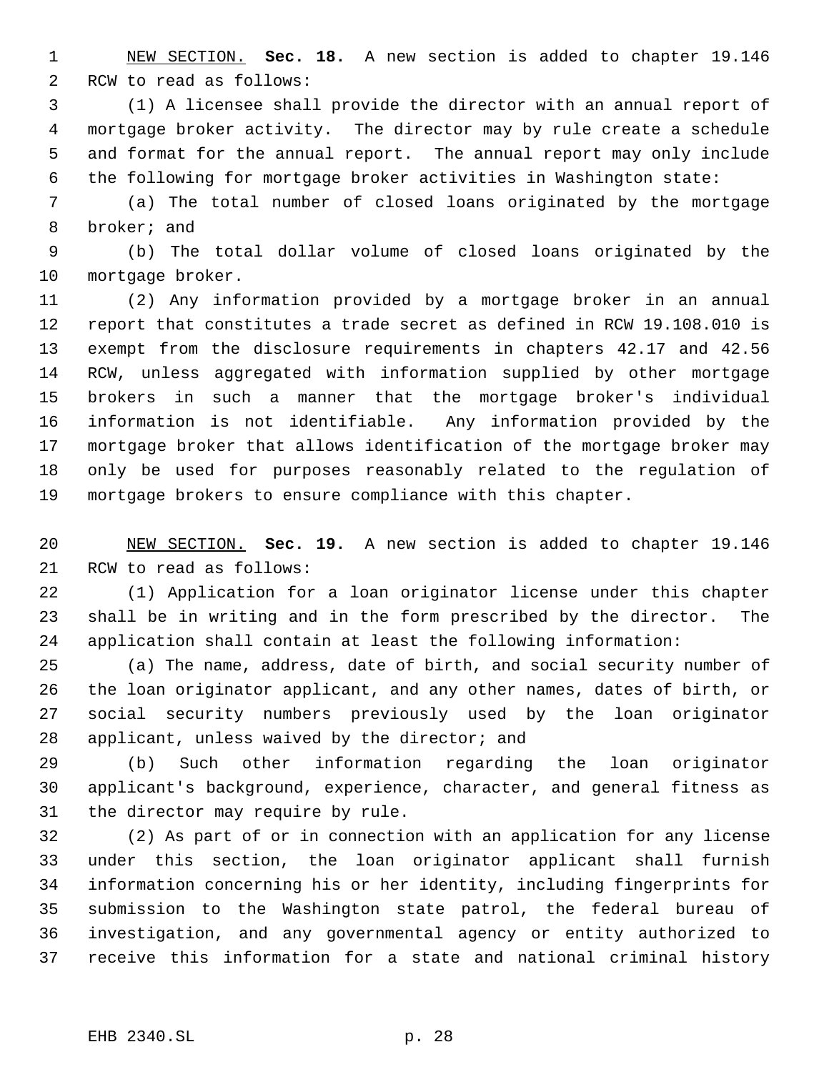NEW SECTION. **Sec. 18.** A new section is added to chapter 19.146 RCW to read as follows:

(1) A licensee shall provide the director with an annual report of mortgage broker activity. The director may by rule create a schedule and format for the annual report. The annual report may only include the following for mortgage broker activities in Washington state:

(a) The total number of closed loans originated by the mortgage broker; and

(b) The total dollar volume of closed loans originated by the mortgage broker.

(2) Any information provided by a mortgage broker in an annual report that constitutes a trade secret as defined in RCW 19.108.010 is exempt from the disclosure requirements in chapters 42.17 and 42.56 RCW, unless aggregated with information supplied by other mortgage brokers in such a manner that the mortgage broker's individual information is not identifiable. Any information provided by the mortgage broker that allows identification of the mortgage broker may only be used for purposes reasonably related to the regulation of mortgage brokers to ensure compliance with this chapter.

NEW SECTION. **Sec. 19.** A new section is added to chapter 19.146 RCW to read as follows:

(1) Application for a loan originator license under this chapter shall be in writing and in the form prescribed by the director. The application shall contain at least the following information:

(a) The name, address, date of birth, and social security number of the loan originator applicant, and any other names, dates of birth, or social security numbers previously used by the loan originator applicant, unless waived by the director; and

(b) Such other information regarding the loan originator applicant's background, experience, character, and general fitness as the director may require by rule.

(2) As part of or in connection with an application for any license under this section, the loan originator applicant shall furnish information concerning his or her identity, including fingerprints for submission to the Washington state patrol, the federal bureau of investigation, and any governmental agency or entity authorized to receive this information for a state and national criminal history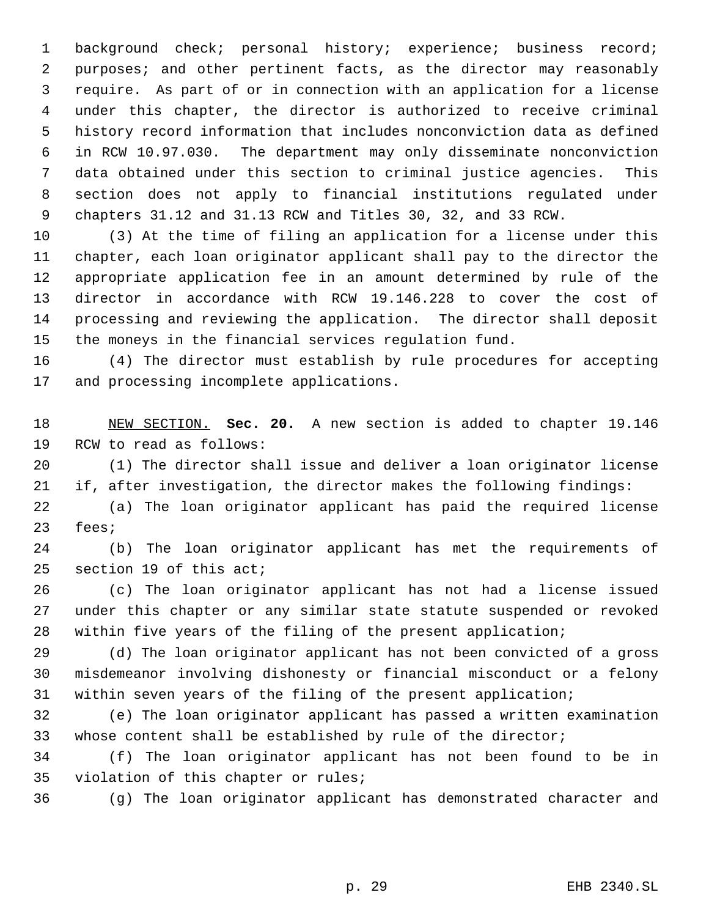background check; personal history; experience; business record; purposes; and other pertinent facts, as the director may reasonably require. As part of or in connection with an application for a license under this chapter, the director is authorized to receive criminal history record information that includes nonconviction data as defined in RCW 10.97.030. The department may only disseminate nonconviction data obtained under this section to criminal justice agencies. This section does not apply to financial institutions regulated under chapters 31.12 and 31.13 RCW and Titles 30, 32, and 33 RCW.

(3) At the time of filing an application for a license under this chapter, each loan originator applicant shall pay to the director the appropriate application fee in an amount determined by rule of the director in accordance with RCW 19.146.228 to cover the cost of processing and reviewing the application. The director shall deposit the moneys in the financial services regulation fund.

(4) The director must establish by rule procedures for accepting and processing incomplete applications.

NEW SECTION. **Sec. 20.** A new section is added to chapter 19.146 RCW to read as follows:

(1) The director shall issue and deliver a loan originator license if, after investigation, the director makes the following findings:

(a) The loan originator applicant has paid the required license fees;

(b) The loan originator applicant has met the requirements of section 19 of this act;

(c) The loan originator applicant has not had a license issued under this chapter or any similar state statute suspended or revoked within five years of the filing of the present application;

(d) The loan originator applicant has not been convicted of a gross misdemeanor involving dishonesty or financial misconduct or a felony within seven years of the filing of the present application;

(e) The loan originator applicant has passed a written examination whose content shall be established by rule of the director;

(f) The loan originator applicant has not been found to be in violation of this chapter or rules;

(g) The loan originator applicant has demonstrated character and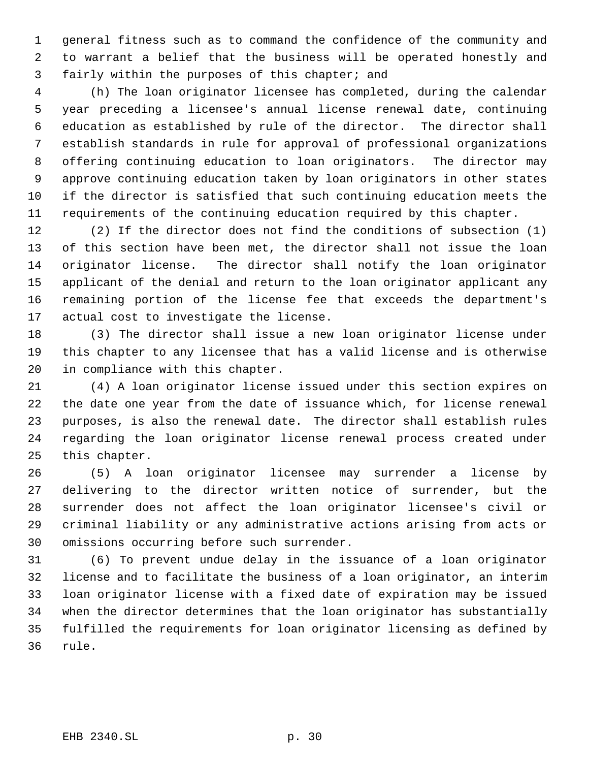general fitness such as to command the confidence of the community and to warrant a belief that the business will be operated honestly and fairly within the purposes of this chapter; and

(h) The loan originator licensee has completed, during the calendar year preceding a licensee's annual license renewal date, continuing education as established by rule of the director. The director shall establish standards in rule for approval of professional organizations offering continuing education to loan originators. The director may approve continuing education taken by loan originators in other states if the director is satisfied that such continuing education meets the requirements of the continuing education required by this chapter.

(2) If the director does not find the conditions of subsection (1) of this section have been met, the director shall not issue the loan originator license. The director shall notify the loan originator applicant of the denial and return to the loan originator applicant any remaining portion of the license fee that exceeds the department's actual cost to investigate the license.

(3) The director shall issue a new loan originator license under this chapter to any licensee that has a valid license and is otherwise in compliance with this chapter.

(4) A loan originator license issued under this section expires on the date one year from the date of issuance which, for license renewal purposes, is also the renewal date. The director shall establish rules regarding the loan originator license renewal process created under this chapter.

(5) A loan originator licensee may surrender a license by delivering to the director written notice of surrender, but the surrender does not affect the loan originator licensee's civil or criminal liability or any administrative actions arising from acts or omissions occurring before such surrender.

(6) To prevent undue delay in the issuance of a loan originator license and to facilitate the business of a loan originator, an interim loan originator license with a fixed date of expiration may be issued when the director determines that the loan originator has substantially fulfilled the requirements for loan originator licensing as defined by rule.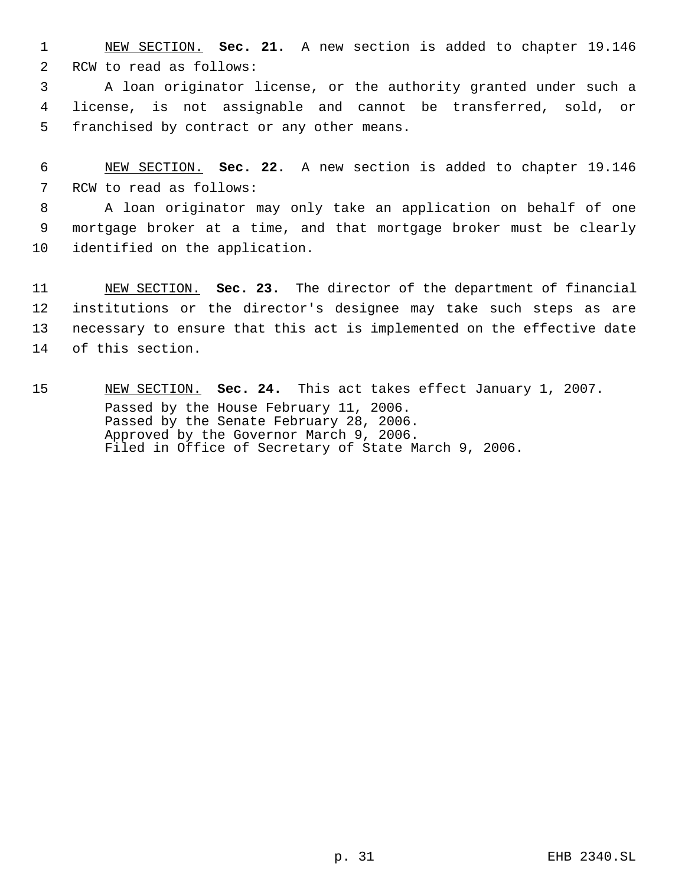NEW SECTION. **Sec. 21.** A new section is added to chapter 19.146 RCW to read as follows:

A loan originator license, or the authority granted under such a license, is not assignable and cannot be transferred, sold, or franchised by contract or any other means.

NEW SECTION. **Sec. 22.** A new section is added to chapter 19.146 RCW to read as follows:

A loan originator may only take an application on behalf of one mortgage broker at a time, and that mortgage broker must be clearly identified on the application.

NEW SECTION. **Sec. 23.** The director of the department of financial institutions or the director's designee may take such steps as are necessary to ensure that this act is implemented on the effective date of this section.

NEW SECTION. **Sec. 24.** This act takes effect January 1, 2007.

Passed by the House February 11, 2006.
Passed by the Senate February 28, 2006.
Approved by the Governor March 9, 2006.
Filed in Office of Secretary of State March 9, 2006.